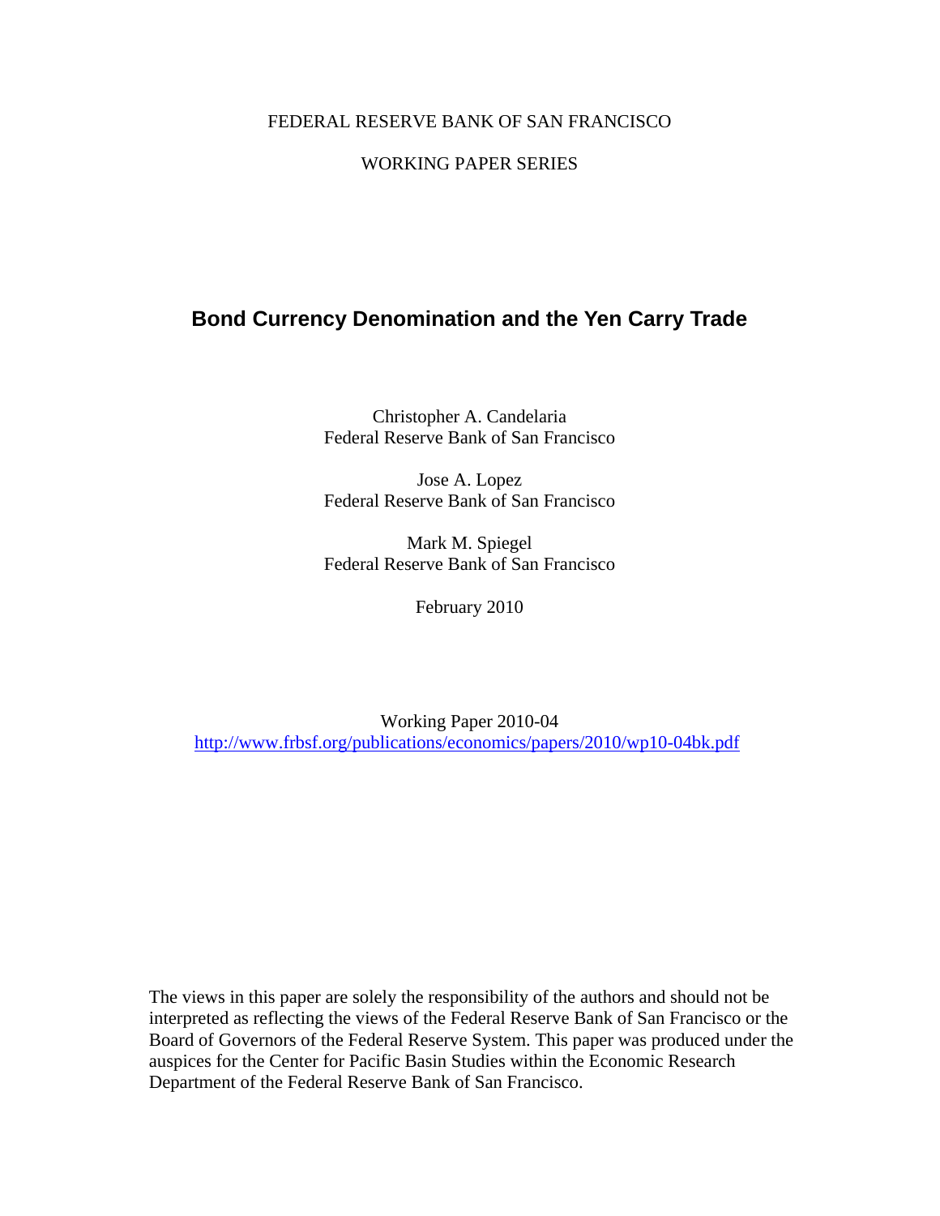FEDERAL RESERVE BANK OF SAN FRANCISCO

WORKING PAPER SERIES

# Bond Currency Denomination and the Yen Carry Trade

Christopher A. Candelaria
Federal Reserve Bank of San Francisco

Jose A. Lopez
Federal Reserve Bank of San Francisco

Mark M. Spiegel
Federal Reserve Bank of San Francisco

February 2010

Working Paper 2010-04
http://www.frbsf.org/publications/economics/papers/2010/wp10-04bk.pdf

The views in this paper are solely the responsibility of the authors and should not be interpreted as reflecting the views of the Federal Reserve Bank of San Francisco or the Board of Governors of the Federal Reserve System. This paper was produced under the auspices for the Center for Pacific Basin Studies within the Economic Research Department of the Federal Reserve Bank of San Francisco.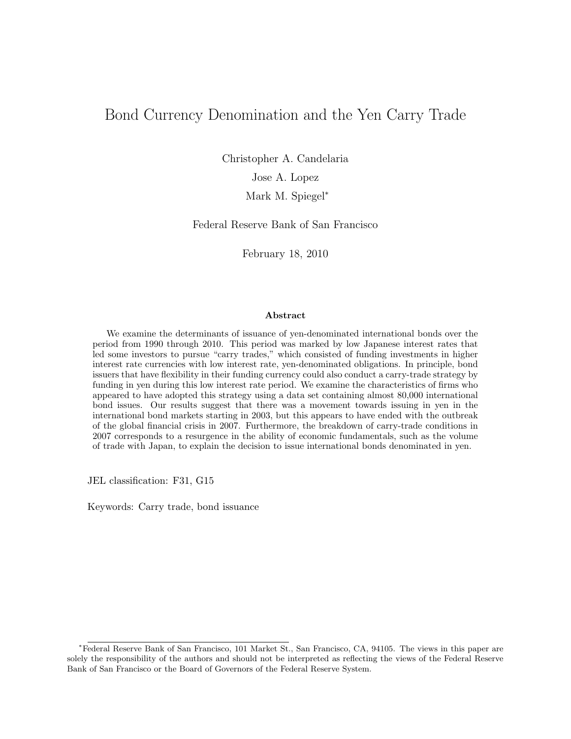# Bond Currency Denomination and the Yen Carry Trade

Christopher A. Candelaria

Jose A. Lopez

Mark M. Spiegel*

Federal Reserve Bank of San Francisco

February 18, 2010

### Abstract

We examine the determinants of issuance of yen-denominated international bonds over the period from 1990 through 2010. This period was marked by low Japanese interest rates that led some investors to pursue "carry trades," which consisted of funding investments in higher interest rate currencies with low interest rate, yen-denominated obligations. In principle, bond issuers that have flexibility in their funding currency could also conduct a carry-trade strategy by funding in yen during this low interest rate period. We examine the characteristics of firms who appeared to have adopted this strategy using a data set containing almost 80,000 international bond issues. Our results suggest that there was a movement towards issuing in yen in the international bond markets starting in 2003, but this appears to have ended with the outbreak of the global financial crisis in 2007. Furthermore, the breakdown of carry-trade conditions in 2007 corresponds to a resurgence in the ability of economic fundamentals, such as the volume of trade with Japan, to explain the decision to issue international bonds denominated in yen.

JEL classification: F31, G15

Keywords: Carry trade, bond issuance

---

*Federal Reserve Bank of San Francisco, 101 Market St., San Francisco, CA, 94105. The views in this paper are solely the responsibility of the authors and should not be interpreted as reflecting the views of the Federal Reserve Bank of San Francisco or the Board of Governors of the Federal Reserve System.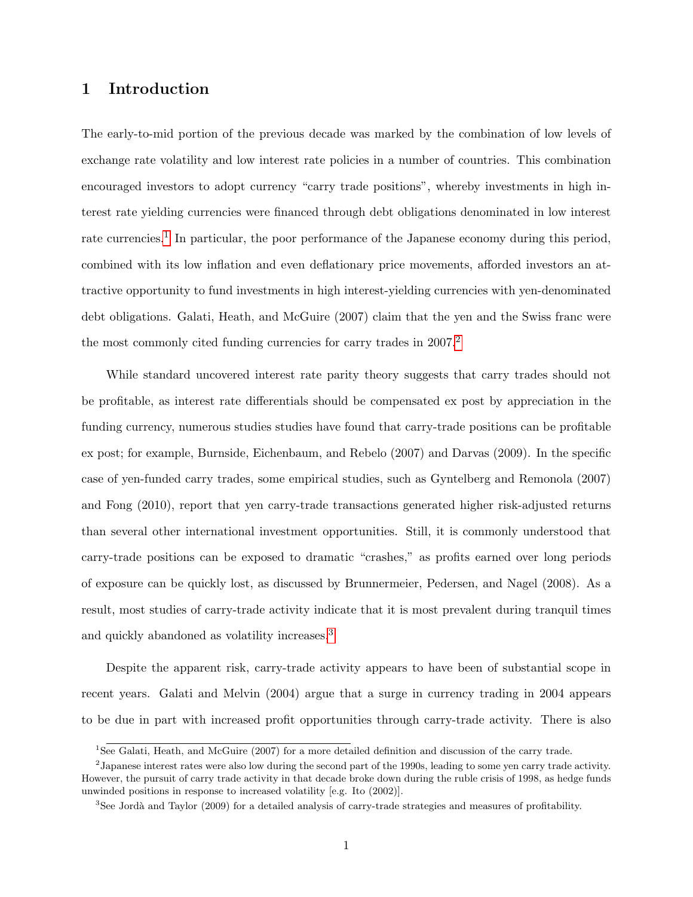# 1 Introduction

The early-to-mid portion of the previous decade was marked by the combination of low levels of exchange rate volatility and low interest rate policies in a number of countries. This combination encouraged investors to adopt currency "carry trade positions", whereby investments in high interest rate yielding currencies were financed through debt obligations denominated in low interest rate currencies.[1] In particular, the poor performance of the Japanese economy during this period, combined with its low inflation and even deflationary price movements, afforded investors an attractive opportunity to fund investments in high interest-yielding currencies with yen-denominated debt obligations. Galati, Heath, and McGuire (2007) claim that the yen and the Swiss franc were the most commonly cited funding currencies for carry trades in 2007.[2]

While standard uncovered interest rate parity theory suggests that carry trades should not be profitable, as interest rate differentials should be compensated ex post by appreciation in the funding currency, numerous studies studies have found that carry-trade positions can be profitable ex post; for example, Burnside, Eichenbaum, and Rebelo (2007) and Darvas (2009). In the specific case of yen-funded carry trades, some empirical studies, such as Gyntelberg and Remonola (2007) and Fong (2010), report that yen carry-trade transactions generated higher risk-adjusted returns than several other international investment opportunities. Still, it is commonly understood that carry-trade positions can be exposed to dramatic "crashes," as profits earned over long periods of exposure can be quickly lost, as discussed by Brunnermeier, Pedersen, and Nagel (2008). As a result, most studies of carry-trade activity indicate that it is most prevalent during tranquil times and quickly abandoned as volatility increases.[3]

Despite the apparent risk, carry-trade activity appears to have been of substantial scope in recent years. Galati and Melvin (2004) argue that a surge in currency trading in 2004 appears to be due in part with increased profit opportunities through carry-trade activity. There is also

[1] See Galati, Heath, and McGuire (2007) for a more detailed definition and discussion of the carry trade.

[2] Japanese interest rates were also low during the second part of the 1990s, leading to some yen carry trade activity. However, the pursuit of carry trade activity in that decade broke down during the ruble crisis of 1998, as hedge funds unwinded positions in response to increased volatility [e.g. Ito (2002)].

[3] See Jordà and Taylor (2009) for a detailed analysis of carry-trade strategies and measures of profitability.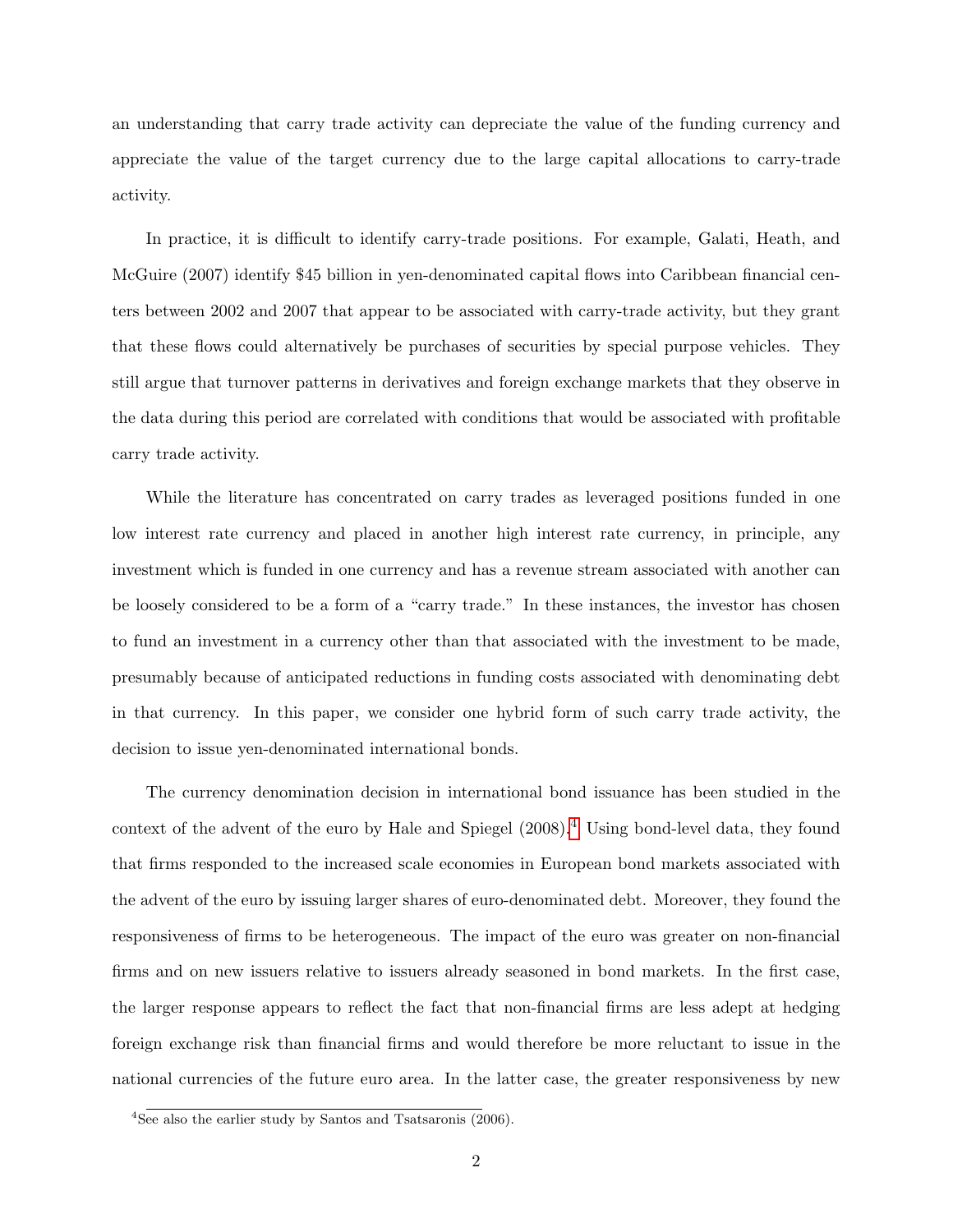an understanding that carry trade activity can depreciate the value of the funding currency and appreciate the value of the target currency due to the large capital allocations to carry-trade activity.

In practice, it is difficult to identify carry-trade positions. For example, Galati, Heath, and McGuire (2007) identify $45 billion in yen-denominated capital flows into Caribbean financial centers between 2002 and 2007 that appear to be associated with carry-trade activity, but they grant that these flows could alternatively be purchases of securities by special purpose vehicles. They still argue that turnover patterns in derivatives and foreign exchange markets that they observe in the data during this period are correlated with conditions that would be associated with profitable carry trade activity.

While the literature has concentrated on carry trades as leveraged positions funded in one low interest rate currency and placed in another high interest rate currency, in principle, any investment which is funded in one currency and has a revenue stream associated with another can be loosely considered to be a form of a "carry trade." In these instances, the investor has chosen to fund an investment in a currency other than that associated with the investment to be made, presumably because of anticipated reductions in funding costs associated with denominating debt in that currency. In this paper, we consider one hybrid form of such carry trade activity, the decision to issue yen-denominated international bonds.

The currency denomination decision in international bond issuance has been studied in the context of the advent of the euro by Hale and Spiegel (2008).[4] Using bond-level data, they found that firms responded to the increased scale economies in European bond markets associated with the advent of the euro by issuing larger shares of euro-denominated debt. Moreover, they found the responsiveness of firms to be heterogeneous. The impact of the euro was greater on non-financial firms and on new issuers relative to issuers already seasoned in bond markets. In the first case, the larger response appears to reflect the fact that non-financial firms are less adept at hedging foreign exchange risk than financial firms and would therefore be more reluctant to issue in the national currencies of the future euro area. In the latter case, the greater responsiveness by new

[4] See also the earlier study by Santos and Tsatsaronis (2006).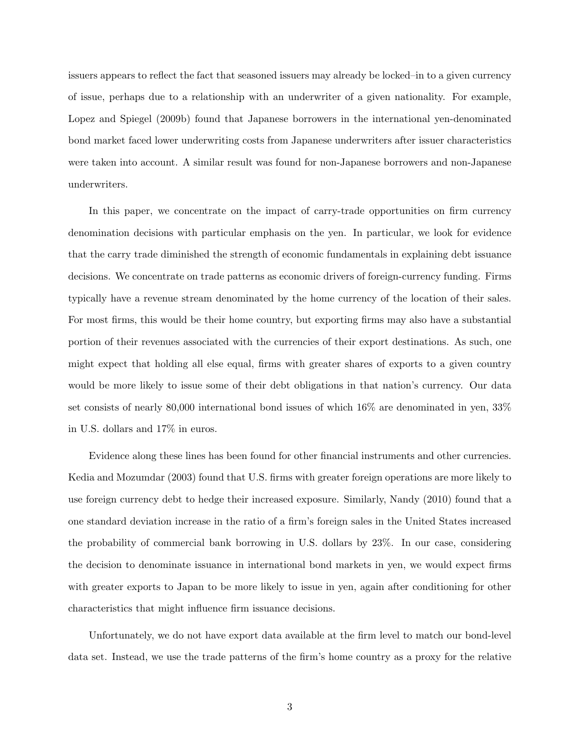issuers appears to reflect the fact that seasoned issuers may already be locked–in to a given currency of issue, perhaps due to a relationship with an underwriter of a given nationality. For example, Lopez and Spiegel (2009b) found that Japanese borrowers in the international yen-denominated bond market faced lower underwriting costs from Japanese underwriters after issuer characteristics were taken into account. A similar result was found for non-Japanese borrowers and non-Japanese underwriters.

In this paper, we concentrate on the impact of carry-trade opportunities on firm currency denomination decisions with particular emphasis on the yen. In particular, we look for evidence that the carry trade diminished the strength of economic fundamentals in explaining debt issuance decisions. We concentrate on trade patterns as economic drivers of foreign-currency funding. Firms typically have a revenue stream denominated by the home currency of the location of their sales. For most firms, this would be their home country, but exporting firms may also have a substantial portion of their revenues associated with the currencies of their export destinations. As such, one might expect that holding all else equal, firms with greater shares of exports to a given country would be more likely to issue some of their debt obligations in that nation's currency. Our data set consists of nearly 80,000 international bond issues of which 16% are denominated in yen, 33% in U.S. dollars and 17% in euros.

Evidence along these lines has been found for other financial instruments and other currencies. Kedia and Mozumdar (2003) found that U.S. firms with greater foreign operations are more likely to use foreign currency debt to hedge their increased exposure. Similarly, Nandy (2010) found that a one standard deviation increase in the ratio of a firm's foreign sales in the United States increased the probability of commercial bank borrowing in U.S. dollars by 23%. In our case, considering the decision to denominate issuance in international bond markets in yen, we would expect firms with greater exports to Japan to be more likely to issue in yen, again after conditioning for other characteristics that might influence firm issuance decisions.

Unfortunately, we do not have export data available at the firm level to match our bond-level data set. Instead, we use the trade patterns of the firm's home country as a proxy for the relative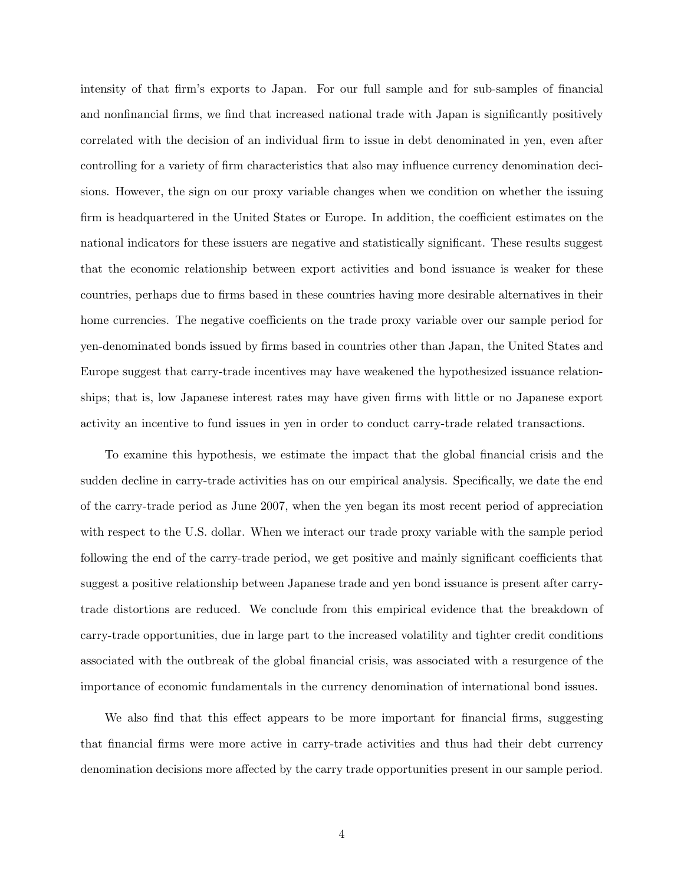intensity of that firm's exports to Japan. For our full sample and for sub-samples of financial and nonfinancial firms, we find that increased national trade with Japan is significantly positively correlated with the decision of an individual firm to issue in debt denominated in yen, even after controlling for a variety of firm characteristics that also may influence currency denomination decisions. However, the sign on our proxy variable changes when we condition on whether the issuing firm is headquartered in the United States or Europe. In addition, the coefficient estimates on the national indicators for these issuers are negative and statistically significant. These results suggest that the economic relationship between export activities and bond issuance is weaker for these countries, perhaps due to firms based in these countries having more desirable alternatives in their home currencies. The negative coefficients on the trade proxy variable over our sample period for yen-denominated bonds issued by firms based in countries other than Japan, the United States and Europe suggest that carry-trade incentives may have weakened the hypothesized issuance relationships; that is, low Japanese interest rates may have given firms with little or no Japanese export activity an incentive to fund issues in yen in order to conduct carry-trade related transactions.

To examine this hypothesis, we estimate the impact that the global financial crisis and the sudden decline in carry-trade activities has on our empirical analysis. Specifically, we date the end of the carry-trade period as June 2007, when the yen began its most recent period of appreciation with respect to the U.S. dollar. When we interact our trade proxy variable with the sample period following the end of the carry-trade period, we get positive and mainly significant coefficients that suggest a positive relationship between Japanese trade and yen bond issuance is present after carry-trade distortions are reduced. We conclude from this empirical evidence that the breakdown of carry-trade opportunities, due in large part to the increased volatility and tighter credit conditions associated with the outbreak of the global financial crisis, was associated with a resurgence of the importance of economic fundamentals in the currency denomination of international bond issues.

We also find that this effect appears to be more important for financial firms, suggesting that financial firms were more active in carry-trade activities and thus had their debt currency denomination decisions more affected by the carry trade opportunities present in our sample period.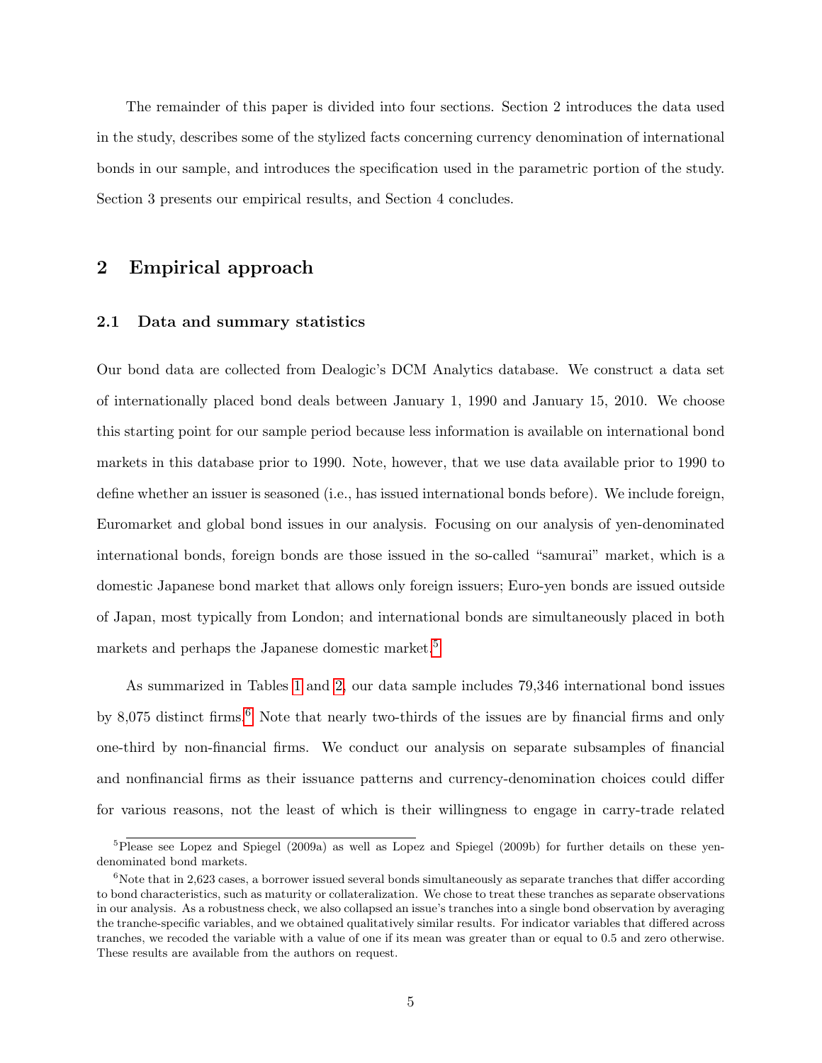The remainder of this paper is divided into four sections. Section 2 introduces the data used in the study, describes some of the stylized facts concerning currency denomination of international bonds in our sample, and introduces the specification used in the parametric portion of the study. Section 3 presents our empirical results, and Section 4 concludes.

## 2 Empirical approach

### 2.1 Data and summary statistics

Our bond data are collected from Dealogic's DCM Analytics database. We construct a data set of internationally placed bond deals between January 1, 1990 and January 15, 2010. We choose this starting point for our sample period because less information is available on international bond markets in this database prior to 1990. Note, however, that we use data available prior to 1990 to define whether an issuer is seasoned (i.e., has issued international bonds before). We include foreign, Euromarket and global bond issues in our analysis. Focusing on our analysis of yen-denominated international bonds, foreign bonds are those issued in the so-called "samurai" market, which is a domestic Japanese bond market that allows only foreign issuers; Euro-yen bonds are issued outside of Japan, most typically from London; and international bonds are simultaneously placed in both markets and perhaps the Japanese domestic market.[5]

As summarized in Tables 1 and 2, our data sample includes 79,346 international bond issues by 8,075 distinct firms.[6] Note that nearly two-thirds of the issues are by financial firms and only one-third by non-financial firms. We conduct our analysis on separate subsamples of financial and nonfinancial firms as their issuance patterns and currency-denomination choices could differ for various reasons, not the least of which is their willingness to engage in carry-trade related

[5] Please see Lopez and Spiegel (2009a) as well as Lopez and Spiegel (2009b) for further details on these yen-denominated bond markets.

[6] Note that in 2,623 cases, a borrower issued several bonds simultaneously as separate tranches that differ according to bond characteristics, such as maturity or collateralization. We chose to treat these tranches as separate observations in our analysis. As a robustness check, we also collapsed an issue's tranches into a single bond observation by averaging the tranche-specific variables, and we obtained qualitatively similar results. For indicator variables that differed across tranches, we recoded the variable with a value of one if its mean was greater than or equal to 0.5 and zero otherwise. These results are available from the authors on request.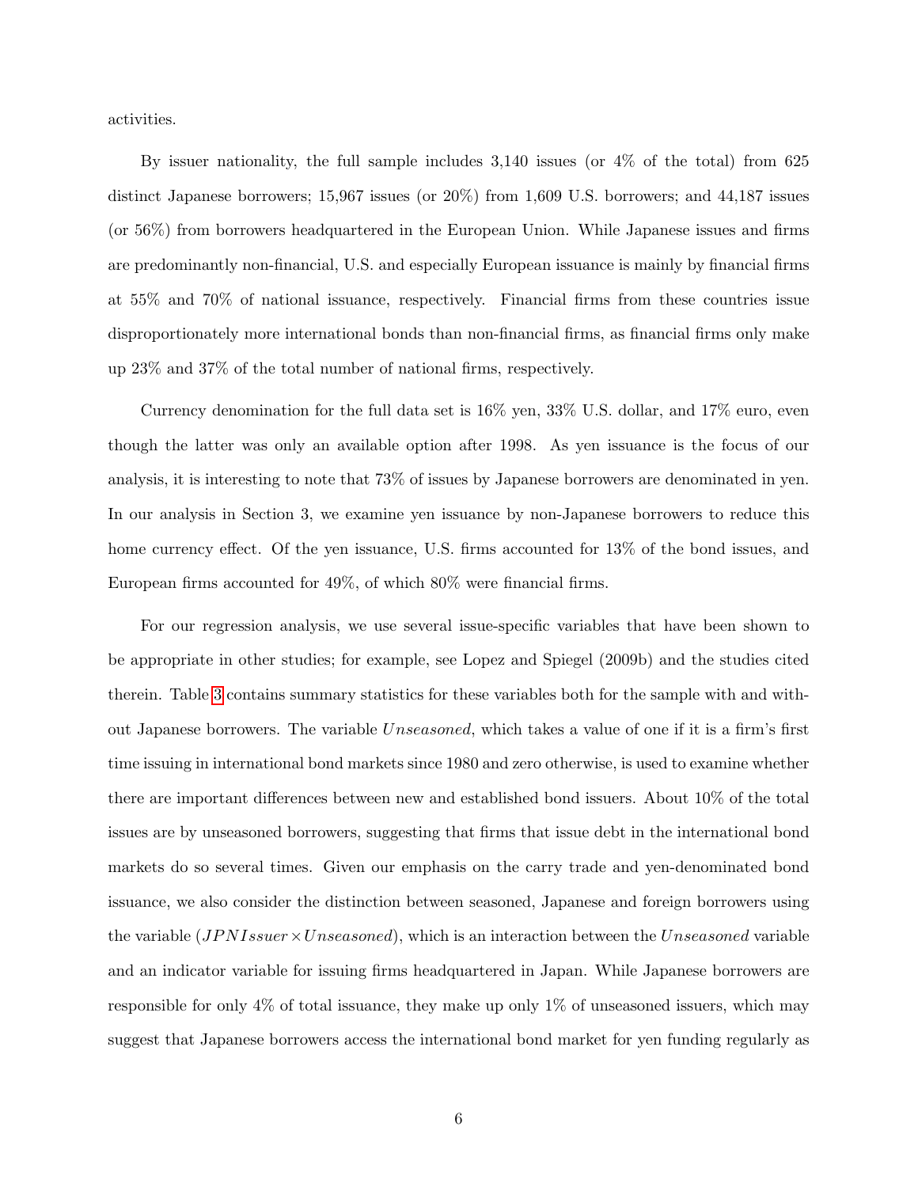activities.

By issuer nationality, the full sample includes 3,140 issues (or 4% of the total) from 625 distinct Japanese borrowers; 15,967 issues (or 20%) from 1,609 U.S. borrowers; and 44,187 issues (or 56%) from borrowers headquartered in the European Union. While Japanese issues and firms are predominantly non-financial, U.S. and especially European issuance is mainly by financial firms at 55% and 70% of national issuance, respectively. Financial firms from these countries issue disproportionately more international bonds than non-financial firms, as financial firms only make up 23% and 37% of the total number of national firms, respectively.

Currency denomination for the full data set is 16% yen, 33% U.S. dollar, and 17% euro, even though the latter was only an available option after 1998. As yen issuance is the focus of our analysis, it is interesting to note that 73% of issues by Japanese borrowers are denominated in yen. In our analysis in Section 3, we examine yen issuance by non-Japanese borrowers to reduce this home currency effect. Of the yen issuance, U.S. firms accounted for 13% of the bond issues, and European firms accounted for 49%, of which 80% were financial firms.

For our regression analysis, we use several issue-specific variables that have been shown to be appropriate in other studies; for example, see Lopez and Spiegel (2009b) and the studies cited therein. Table 3 contains summary statistics for these variables both for the sample with and without Japanese borrowers. The variable $Unseasoned$, which takes a value of one if it is a firm's first time issuing in international bond markets since 1980 and zero otherwise, is used to examine whether there are important differences between new and established bond issuers. About 10% of the total issues are by unseasoned borrowers, suggesting that firms that issue debt in the international bond markets do so several times. Given our emphasis on the carry trade and yen-denominated bond issuance, we also consider the distinction between seasoned, Japanese and foreign borrowers using the variable ($JPNIssuer \times Unseasoned$), which is an interaction between the $Unseasoned$ variable and an indicator variable for issuing firms headquartered in Japan. While Japanese borrowers are responsible for only 4% of total issuance, they make up only 1% of unseasoned issuers, which may suggest that Japanese borrowers access the international bond market for yen funding regularly as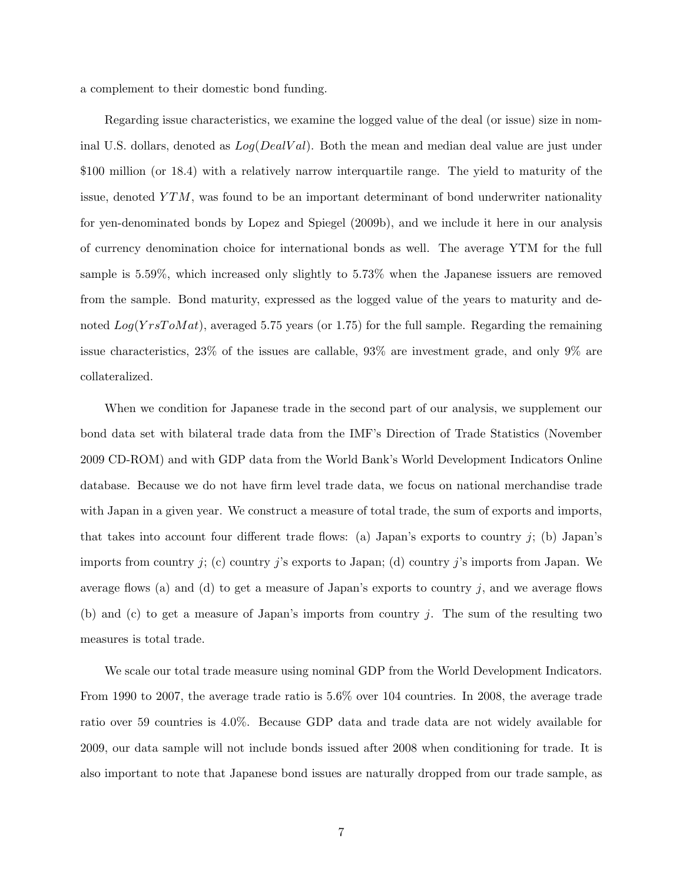a complement to their domestic bond funding.

Regarding issue characteristics, we examine the logged value of the deal (or issue) size in nominal U.S. dollars, denoted as $Log(DealVal)$. Both the mean and median deal value are just under \$100 million (or 18.4) with a relatively narrow interquartile range. The yield to maturity of the issue, denoted $YTM$, was found to be an important determinant of bond underwriter nationality for yen-denominated bonds by Lopez and Spiegel (2009b), and we include it here in our analysis of currency denomination choice for international bonds as well. The average YTM for the full sample is 5.59%, which increased only slightly to 5.73% when the Japanese issuers are removed from the sample. Bond maturity, expressed as the logged value of the years to maturity and denoted $Log(YrsToMat)$, averaged 5.75 years (or 1.75) for the full sample. Regarding the remaining issue characteristics, 23% of the issues are callable, 93% are investment grade, and only 9% are collateralized.

When we condition for Japanese trade in the second part of our analysis, we supplement our bond data set with bilateral trade data from the IMF's Direction of Trade Statistics (November 2009 CD-ROM) and with GDP data from the World Bank's World Development Indicators Online database. Because we do not have firm level trade data, we focus on national merchandise trade with Japan in a given year. We construct a measure of total trade, the sum of exports and imports, that takes into account four different trade flows: (a) Japan's exports to country $j$; (b) Japan's imports from country $j$; (c) country $j$'s exports to Japan; (d) country $j$'s imports from Japan. We average flows (a) and (d) to get a measure of Japan's exports to country $j$, and we average flows (b) and (c) to get a measure of Japan's imports from country $j$. The sum of the resulting two measures is total trade.

We scale our total trade measure using nominal GDP from the World Development Indicators. From 1990 to 2007, the average trade ratio is 5.6% over 104 countries. In 2008, the average trade ratio over 59 countries is 4.0%. Because GDP data and trade data are not widely available for 2009, our data sample will not include bonds issued after 2008 when conditioning for trade. It is also important to note that Japanese bond issues are naturally dropped from our trade sample, as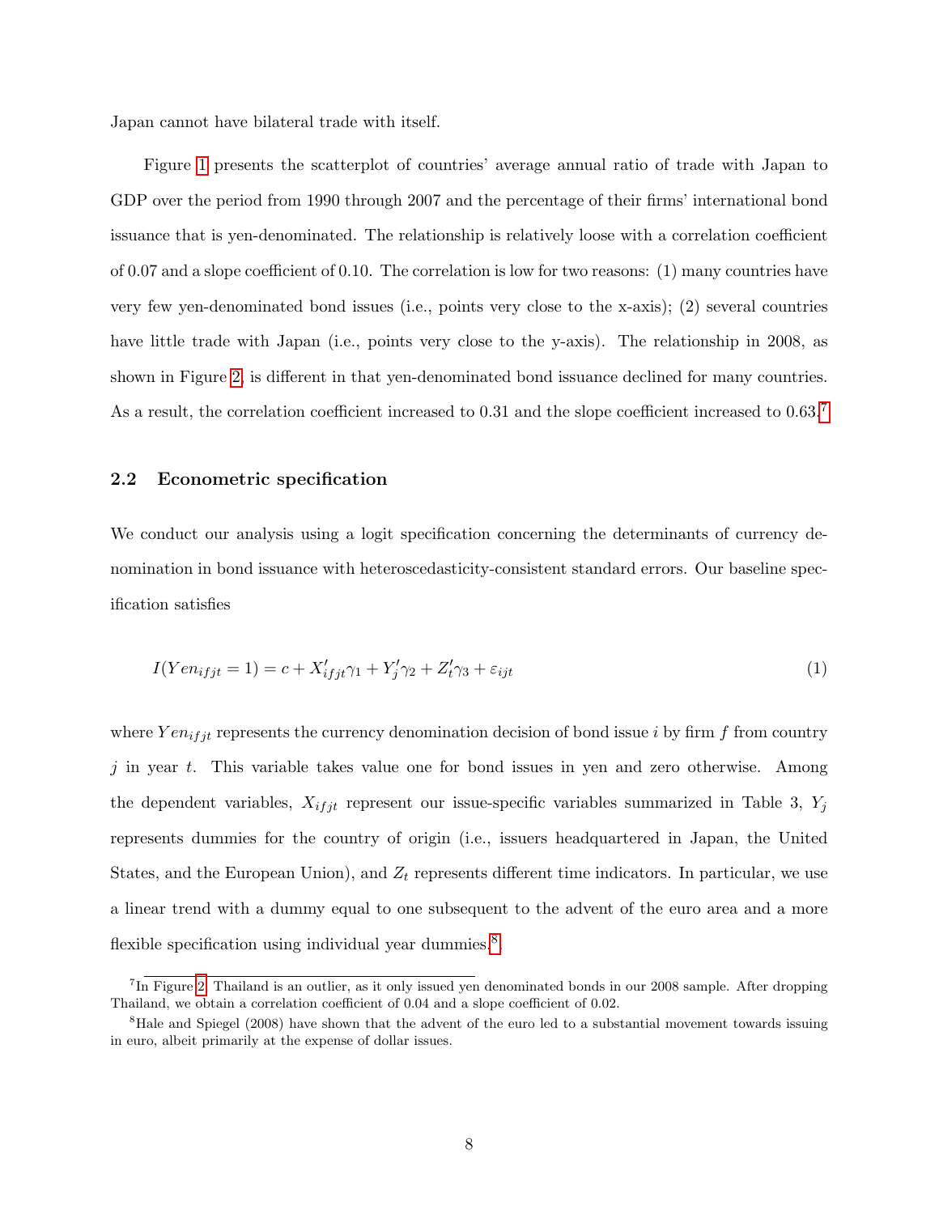Japan cannot have bilateral trade with itself.

Figure 1 presents the scatterplot of countries' average annual ratio of trade with Japan to GDP over the period from 1990 through 2007 and the percentage of their firms' international bond issuance that is yen-denominated. The relationship is relatively loose with a correlation coefficient of 0.07 and a slope coefficient of 0.10. The correlation is low for two reasons: (1) many countries have very few yen-denominated bond issues (i.e., points very close to the x-axis); (2) several countries have little trade with Japan (i.e., points very close to the y-axis). The relationship in 2008, as shown in Figure 2, is different in that yen-denominated bond issuance declined for many countries. As a result, the correlation coefficient increased to 0.31 and the slope coefficient increased to 0.63.[7]

### 2.2 Econometric specification

We conduct our analysis using a logit specification concerning the determinants of currency denomination in bond issuance with heteroscedasticity-consistent standard errors. Our baseline specification satisfies

$$I(Yen_{ifjt} = 1) = c + X'_{ifjt}\gamma_1 + Y'_j\gamma_2 + Z'_t\gamma_3 + \varepsilon_{ijt} \tag{1}$$

where $Yen_{ifjt}$ represents the currency denomination decision of bond issue $i$ by firm $f$ from country $j$ in year $t$. This variable takes value one for bond issues in yen and zero otherwise. Among the dependent variables, $X_{ifjt}$ represent our issue-specific variables summarized in Table 3, $Y_j$ represents dummies for the country of origin (i.e., issuers headquartered in Japan, the United States, and the European Union), and $Z_t$ represents different time indicators. In particular, we use a linear trend with a dummy equal to one subsequent to the advent of the euro area and a more flexible specification using individual year dummies.[8].

[7] In Figure 2, Thailand is an outlier, as it only issued yen denominated bonds in our 2008 sample. After dropping Thailand, we obtain a correlation coefficient of 0.04 and a slope coefficient of 0.02.

[8] Hale and Spiegel (2008) have shown that the advent of the euro led to a substantial movement towards issuing in euro, albeit primarily at the expense of dollar issues.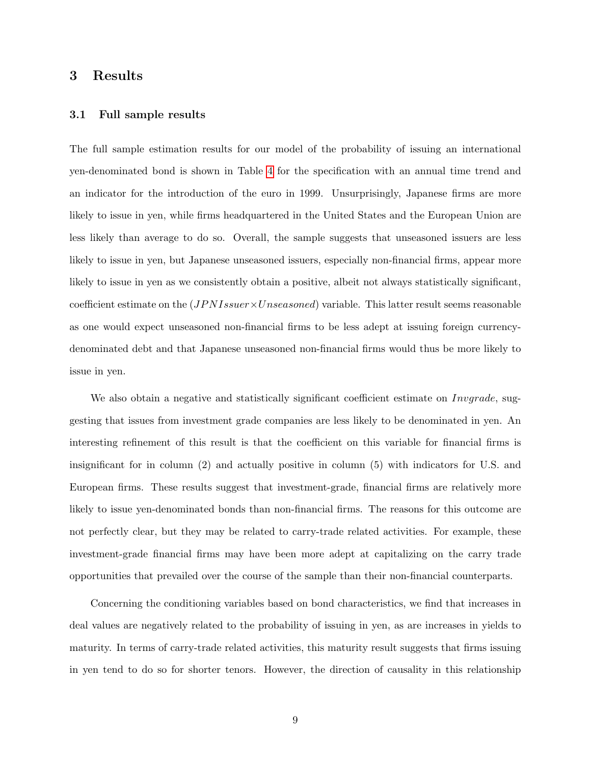# 3 Results

## 3.1 Full sample results

The full sample estimation results for our model of the probability of issuing an international yen-denominated bond is shown in Table 4 for the specification with an annual time trend and an indicator for the introduction of the euro in 1999. Unsurprisingly, Japanese firms are more likely to issue in yen, while firms headquartered in the United States and the European Union are less likely than average to do so. Overall, the sample suggests that unseasoned issuers are less likely to issue in yen, but Japanese unseasoned issuers, especially non-financial firms, appear more likely to issue in yen as we consistently obtain a positive, albeit not always statistically significant, coefficient estimate on the $(JPNIssuer \times Unseasoned)$ variable. This latter result seems reasonable as one would expect unseasoned non-financial firms to be less adept at issuing foreign currency-denominated debt and that Japanese unseasoned non-financial firms would thus be more likely to issue in yen.

We also obtain a negative and statistically significant coefficient estimate on $Invgrade$, suggesting that issues from investment grade companies are less likely to be denominated in yen. An interesting refinement of this result is that the coefficient on this variable for financial firms is insignificant for in column (2) and actually positive in column (5) with indicators for U.S. and European firms. These results suggest that investment-grade, financial firms are relatively more likely to issue yen-denominated bonds than non-financial firms. The reasons for this outcome are not perfectly clear, but they may be related to carry-trade related activities. For example, these investment-grade financial firms may have been more adept at capitalizing on the carry trade opportunities that prevailed over the course of the sample than their non-financial counterparts.

Concerning the conditioning variables based on bond characteristics, we find that increases in deal values are negatively related to the probability of issuing in yen, as are increases in yields to maturity. In terms of carry-trade related activities, this maturity result suggests that firms issuing in yen tend to do so for shorter tenors. However, the direction of causality in this relationship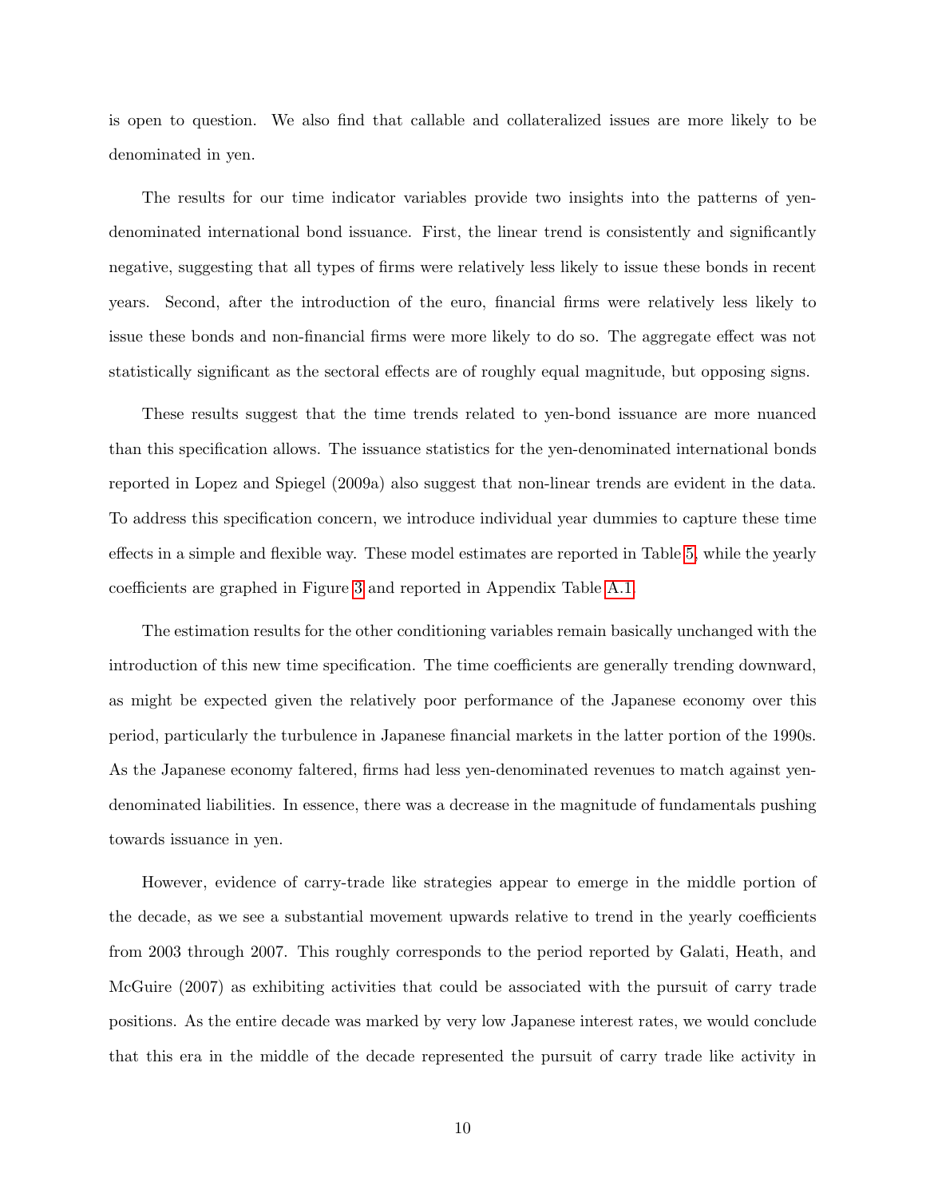is open to question. We also find that callable and collateralized issues are more likely to be denominated in yen.

The results for our time indicator variables provide two insights into the patterns of yen-denominated international bond issuance. First, the linear trend is consistently and significantly negative, suggesting that all types of firms were relatively less likely to issue these bonds in recent years. Second, after the introduction of the euro, financial firms were relatively less likely to issue these bonds and non-financial firms were more likely to do so. The aggregate effect was not statistically significant as the sectoral effects are of roughly equal magnitude, but opposing signs.

These results suggest that the time trends related to yen-bond issuance are more nuanced than this specification allows. The issuance statistics for the yen-denominated international bonds reported in Lopez and Spiegel (2009a) also suggest that non-linear trends are evident in the data. To address this specification concern, we introduce individual year dummies to capture these time effects in a simple and flexible way. These model estimates are reported in Table 5, while the yearly coefficients are graphed in Figure 3 and reported in Appendix Table A.1.

The estimation results for the other conditioning variables remain basically unchanged with the introduction of this new time specification. The time coefficients are generally trending downward, as might be expected given the relatively poor performance of the Japanese economy over this period, particularly the turbulence in Japanese financial markets in the latter portion of the 1990s. As the Japanese economy faltered, firms had less yen-denominated revenues to match against yen-denominated liabilities. In essence, there was a decrease in the magnitude of fundamentals pushing towards issuance in yen.

However, evidence of carry-trade like strategies appear to emerge in the middle portion of the decade, as we see a substantial movement upwards relative to trend in the yearly coefficients from 2003 through 2007. This roughly corresponds to the period reported by Galati, Heath, and McGuire (2007) as exhibiting activities that could be associated with the pursuit of carry trade positions. As the entire decade was marked by very low Japanese interest rates, we would conclude that this era in the middle of the decade represented the pursuit of carry trade like activity in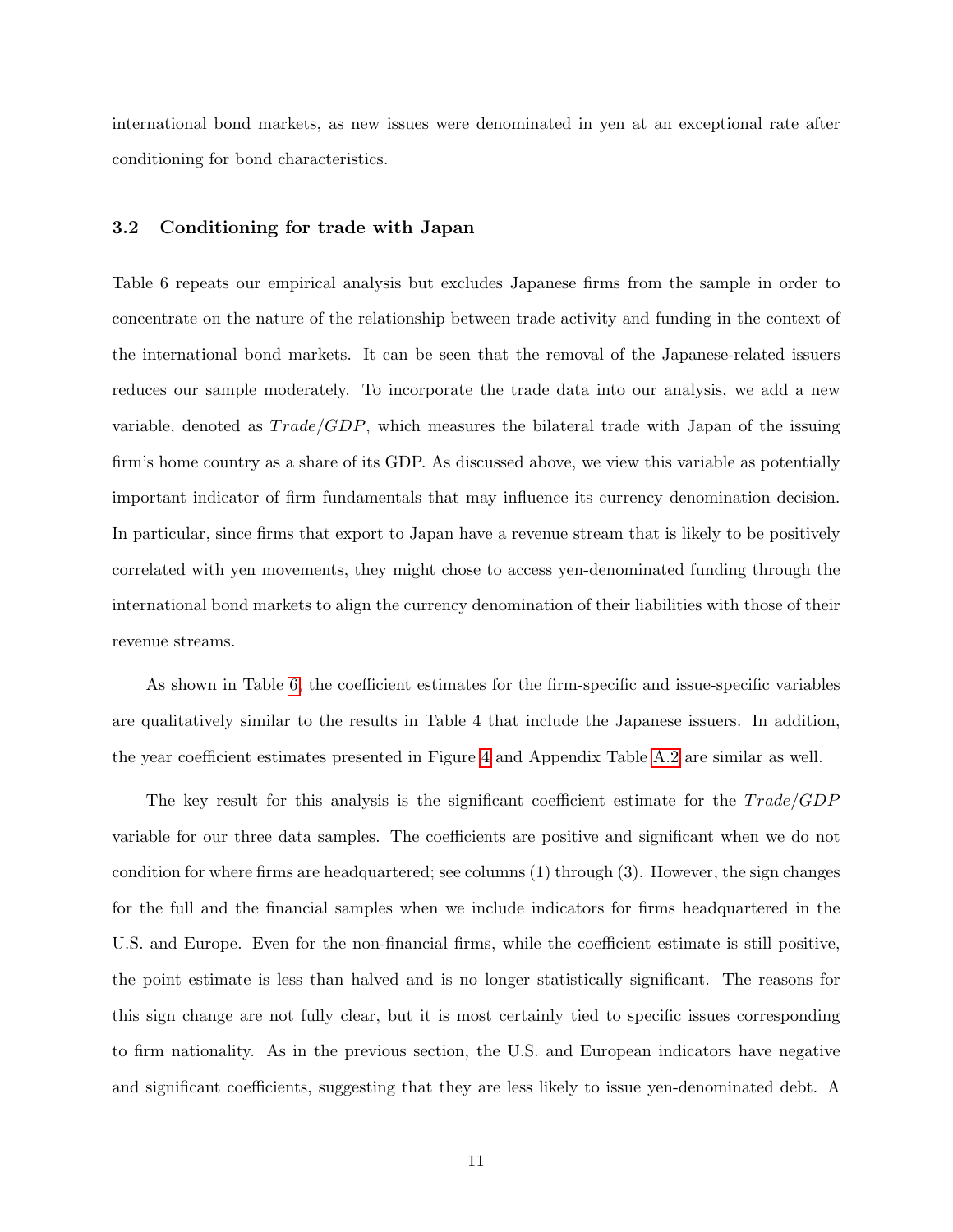international bond markets, as new issues were denominated in yen at an exceptional rate after conditioning for bond characteristics.

### 3.2 Conditioning for trade with Japan

Table 6 repeats our empirical analysis but excludes Japanese firms from the sample in order to concentrate on the nature of the relationship between trade activity and funding in the context of the international bond markets. It can be seen that the removal of the Japanese-related issuers reduces our sample moderately. To incorporate the trade data into our analysis, we add a new variable, denoted as $Trade/GDP$, which measures the bilateral trade with Japan of the issuing firm's home country as a share of its GDP. As discussed above, we view this variable as potentially important indicator of firm fundamentals that may influence its currency denomination decision. In particular, since firms that export to Japan have a revenue stream that is likely to be positively correlated with yen movements, they might chose to access yen-denominated funding through the international bond markets to align the currency denomination of their liabilities with those of their revenue streams.

As shown in Table 6, the coefficient estimates for the firm-specific and issue-specific variables are qualitatively similar to the results in Table 4 that include the Japanese issuers. In addition, the year coefficient estimates presented in Figure 4 and Appendix Table A.2 are similar as well.

The key result for this analysis is the significant coefficient estimate for the $Trade/GDP$ variable for our three data samples. The coefficients are positive and significant when we do not condition for where firms are headquartered; see columns (1) through (3). However, the sign changes for the full and the financial samples when we include indicators for firms headquartered in the U.S. and Europe. Even for the non-financial firms, while the coefficient estimate is still positive, the point estimate is less than halved and is no longer statistically significant. The reasons for this sign change are not fully clear, but it is most certainly tied to specific issues corresponding to firm nationality. As in the previous section, the U.S. and European indicators have negative and significant coefficients, suggesting that they are less likely to issue yen-denominated debt. A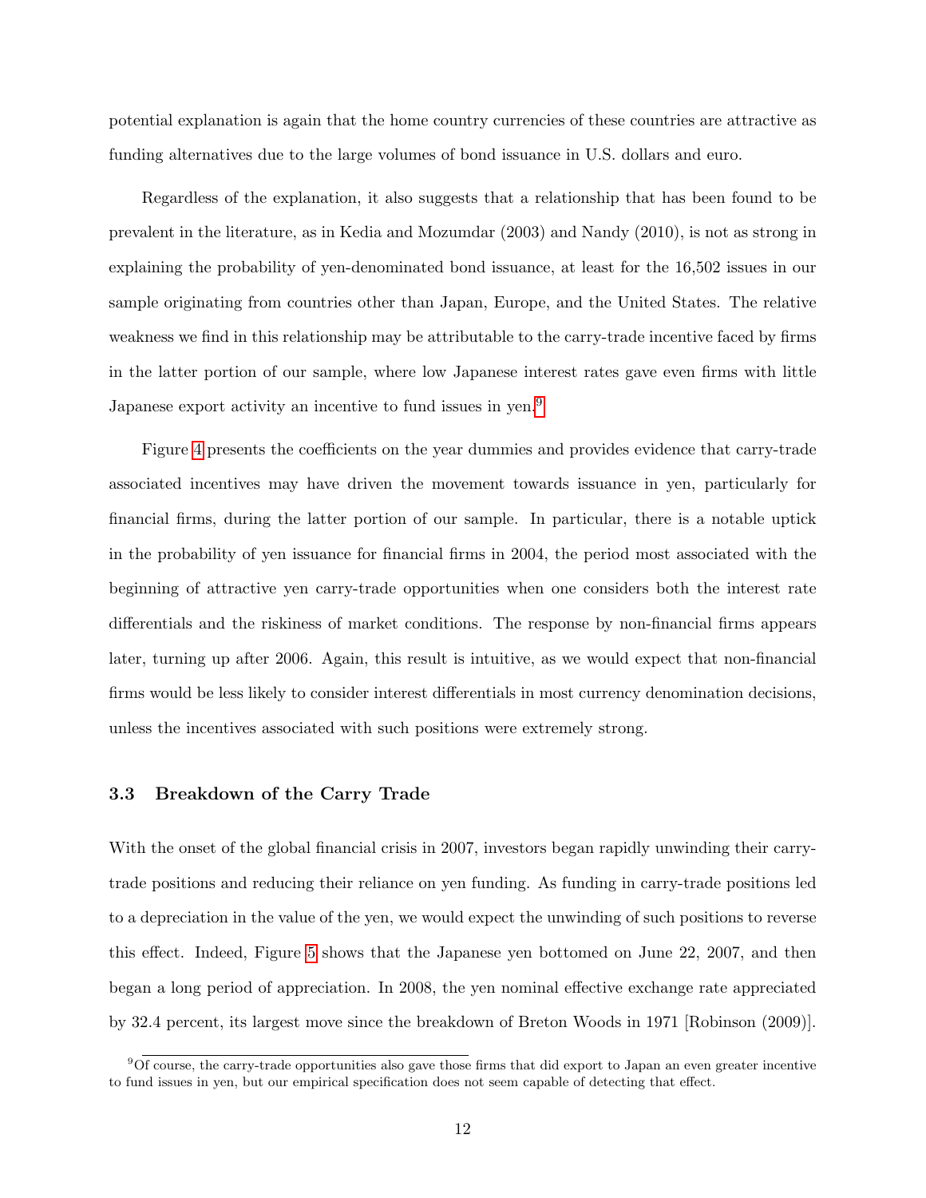potential explanation is again that the home country currencies of these countries are attractive as funding alternatives due to the large volumes of bond issuance in U.S. dollars and euro.

Regardless of the explanation, it also suggests that a relationship that has been found to be prevalent in the literature, as in Kedia and Mozumdar (2003) and Nandy (2010), is not as strong in explaining the probability of yen-denominated bond issuance, at least for the 16,502 issues in our sample originating from countries other than Japan, Europe, and the United States. The relative weakness we find in this relationship may be attributable to the carry-trade incentive faced by firms in the latter portion of our sample, where low Japanese interest rates gave even firms with little Japanese export activity an incentive to fund issues in yen.[9]

Figure 4 presents the coefficients on the year dummies and provides evidence that carry-trade associated incentives may have driven the movement towards issuance in yen, particularly for financial firms, during the latter portion of our sample. In particular, there is a notable uptick in the probability of yen issuance for financial firms in 2004, the period most associated with the beginning of attractive yen carry-trade opportunities when one considers both the interest rate differentials and the riskiness of market conditions. The response by non-financial firms appears later, turning up after 2006. Again, this result is intuitive, as we would expect that non-financial firms would be less likely to consider interest differentials in most currency denomination decisions, unless the incentives associated with such positions were extremely strong.

### 3.3 Breakdown of the Carry Trade

With the onset of the global financial crisis in 2007, investors began rapidly unwinding their carry-trade positions and reducing their reliance on yen funding. As funding in carry-trade positions led to a depreciation in the value of the yen, we would expect the unwinding of such positions to reverse this effect. Indeed, Figure 5 shows that the Japanese yen bottomed on June 22, 2007, and then began a long period of appreciation. In 2008, the yen nominal effective exchange rate appreciated by 32.4 percent, its largest move since the breakdown of Breton Woods in 1971 [Robinson (2009)].

[9] Of course, the carry-trade opportunities also gave those firms that did export to Japan an even greater incentive to fund issues in yen, but our empirical specification does not seem capable of detecting that effect.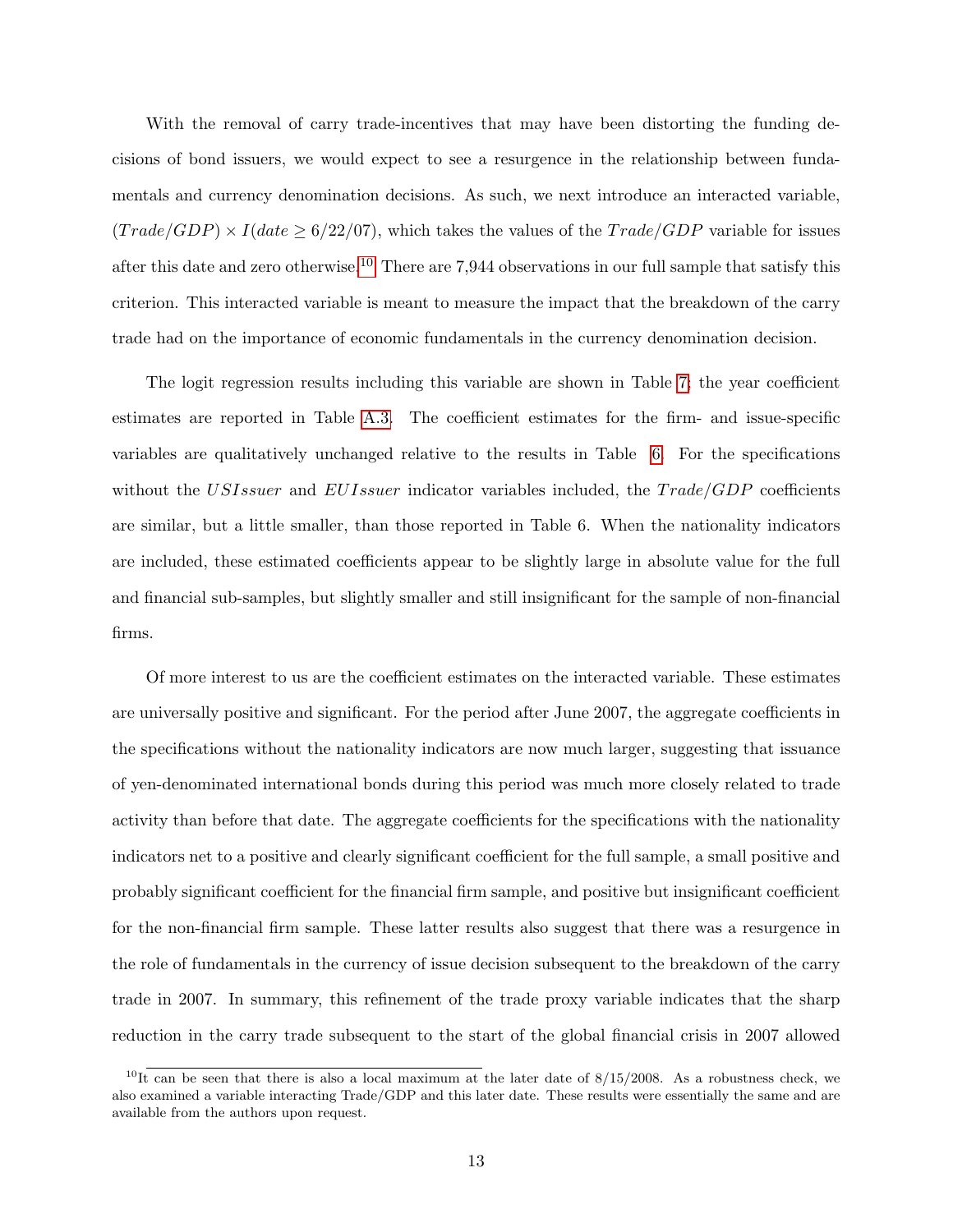With the removal of carry trade-incentives that may have been distorting the funding decisions of bond issuers, we would expect to see a resurgence in the relationship between fundamentals and currency denomination decisions. As such, we next introduce an interacted variable, $(Trade/GDP) \times I(date \geq 6/22/07)$, which takes the values of the $Trade/GDP$ variable for issues after this date and zero otherwise.[10] There are 7,944 observations in our full sample that satisfy this criterion. This interacted variable is meant to measure the impact that the breakdown of the carry trade had on the importance of economic fundamentals in the currency denomination decision.

The logit regression results including this variable are shown in Table 7; the year coefficient estimates are reported in Table A.3. The coefficient estimates for the firm- and issue-specific variables are qualitatively unchanged relative to the results in Table 6. For the specifications without the $USIssuer$ and $EUIssuer$ indicator variables included, the $Trade/GDP$ coefficients are similar, but a little smaller, than those reported in Table 6. When the nationality indicators are included, these estimated coefficients appear to be slightly large in absolute value for the full and financial sub-samples, but slightly smaller and still insignificant for the sample of non-financial firms.

Of more interest to us are the coefficient estimates on the interacted variable. These estimates are universally positive and significant. For the period after June 2007, the aggregate coefficients in the specifications without the nationality indicators are now much larger, suggesting that issuance of yen-denominated international bonds during this period was much more closely related to trade activity than before that date. The aggregate coefficients for the specifications with the nationality indicators net to a positive and clearly significant coefficient for the full sample, a small positive and probably significant coefficient for the financial firm sample, and positive but insignificant coefficient for the non-financial firm sample. These latter results also suggest that there was a resurgence in the role of fundamentals in the currency of issue decision subsequent to the breakdown of the carry trade in 2007. In summary, this refinement of the trade proxy variable indicates that the sharp reduction in the carry trade subsequent to the start of the global financial crisis in 2007 allowed

[10] It can be seen that there is also a local maximum at the later date of 8/15/2008. As a robustness check, we also examined a variable interacting Trade/GDP and this later date. These results were essentially the same and are available from the authors upon request.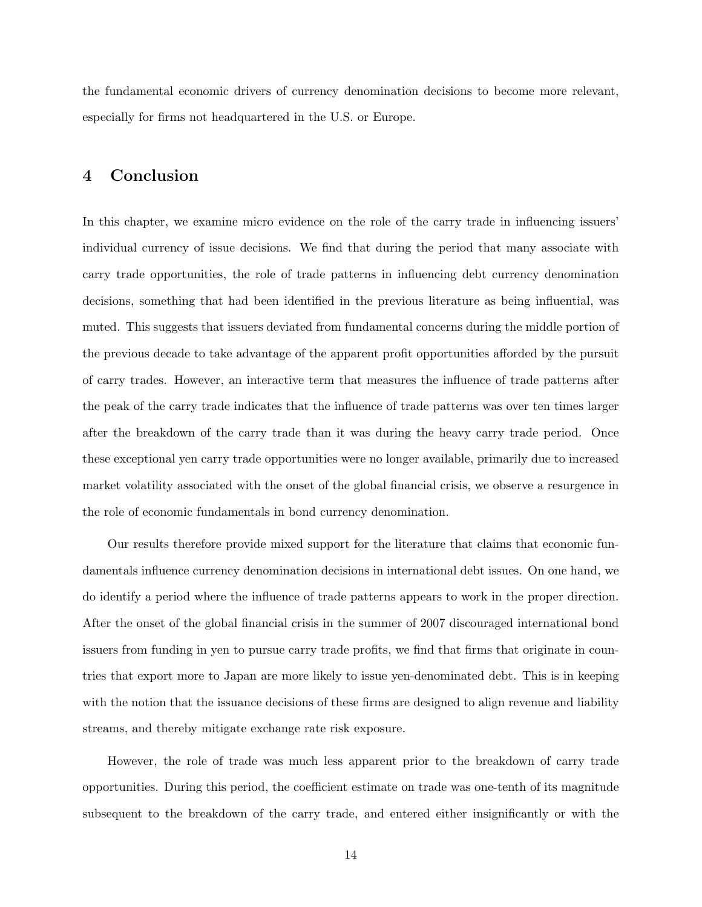the fundamental economic drivers of currency denomination decisions to become more relevant, especially for firms not headquartered in the U.S. or Europe.

## 4 Conclusion

In this chapter, we examine micro evidence on the role of the carry trade in influencing issuers' individual currency of issue decisions. We find that during the period that many associate with carry trade opportunities, the role of trade patterns in influencing debt currency denomination decisions, something that had been identified in the previous literature as being influential, was muted. This suggests that issuers deviated from fundamental concerns during the middle portion of the previous decade to take advantage of the apparent profit opportunities afforded by the pursuit of carry trades. However, an interactive term that measures the influence of trade patterns after the peak of the carry trade indicates that the influence of trade patterns was over ten times larger after the breakdown of the carry trade than it was during the heavy carry trade period. Once these exceptional yen carry trade opportunities were no longer available, primarily due to increased market volatility associated with the onset of the global financial crisis, we observe a resurgence in the role of economic fundamentals in bond currency denomination.

Our results therefore provide mixed support for the literature that claims that economic fundamentals influence currency denomination decisions in international debt issues. On one hand, we do identify a period where the influence of trade patterns appears to work in the proper direction. After the onset of the global financial crisis in the summer of 2007 discouraged international bond issuers from funding in yen to pursue carry trade profits, we find that firms that originate in countries that export more to Japan are more likely to issue yen-denominated debt. This is in keeping with the notion that the issuance decisions of these firms are designed to align revenue and liability streams, and thereby mitigate exchange rate risk exposure.

However, the role of trade was much less apparent prior to the breakdown of carry trade opportunities. During this period, the coefficient estimate on trade was one-tenth of its magnitude subsequent to the breakdown of the carry trade, and entered either insignificantly or with the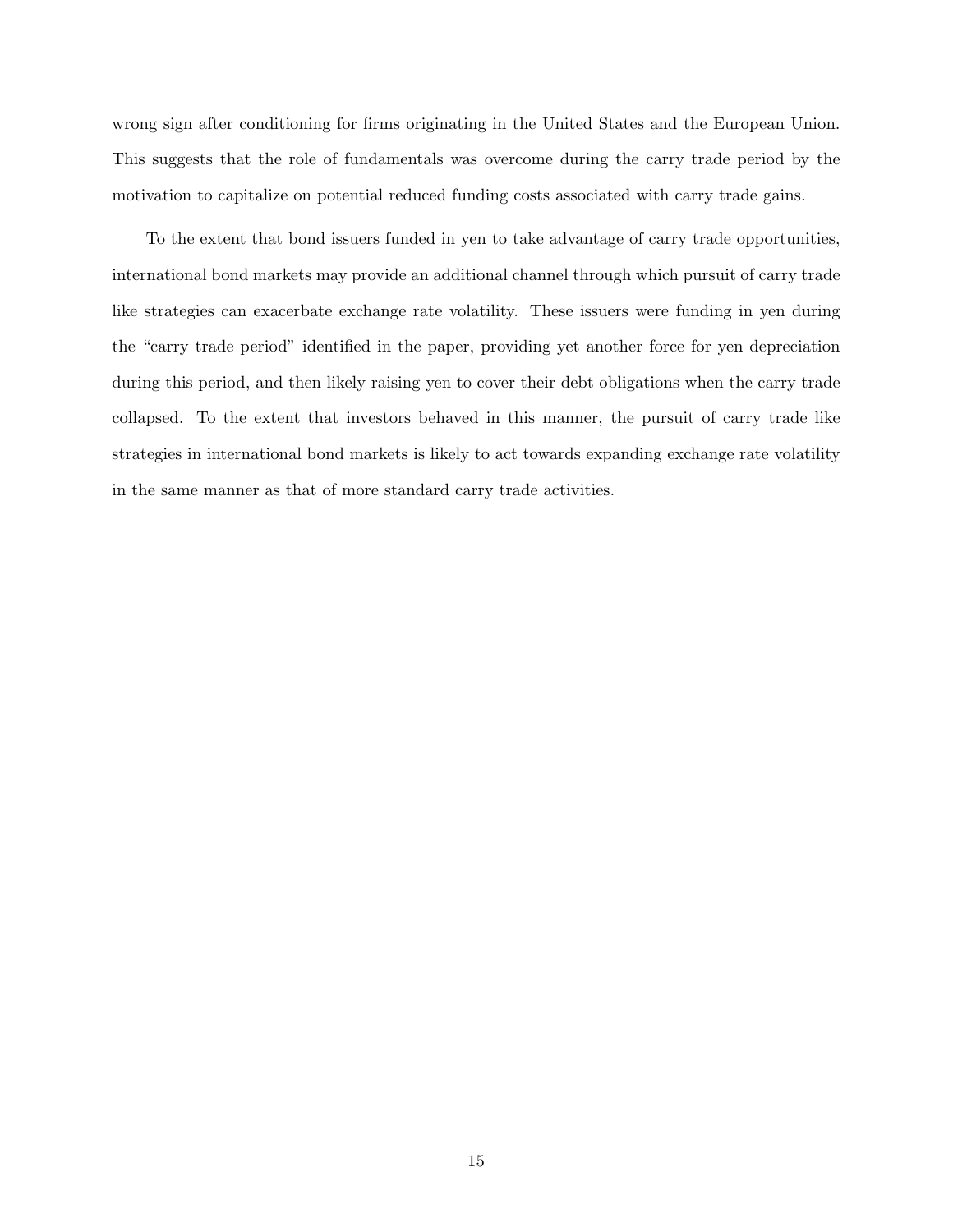wrong sign after conditioning for firms originating in the United States and the European Union. This suggests that the role of fundamentals was overcome during the carry trade period by the motivation to capitalize on potential reduced funding costs associated with carry trade gains.

To the extent that bond issuers funded in yen to take advantage of carry trade opportunities, international bond markets may provide an additional channel through which pursuit of carry trade like strategies can exacerbate exchange rate volatility. These issuers were funding in yen during the "carry trade period" identified in the paper, providing yet another force for yen depreciation during this period, and then likely raising yen to cover their debt obligations when the carry trade collapsed. To the extent that investors behaved in this manner, the pursuit of carry trade like strategies in international bond markets is likely to act towards expanding exchange rate volatility in the same manner as that of more standard carry trade activities.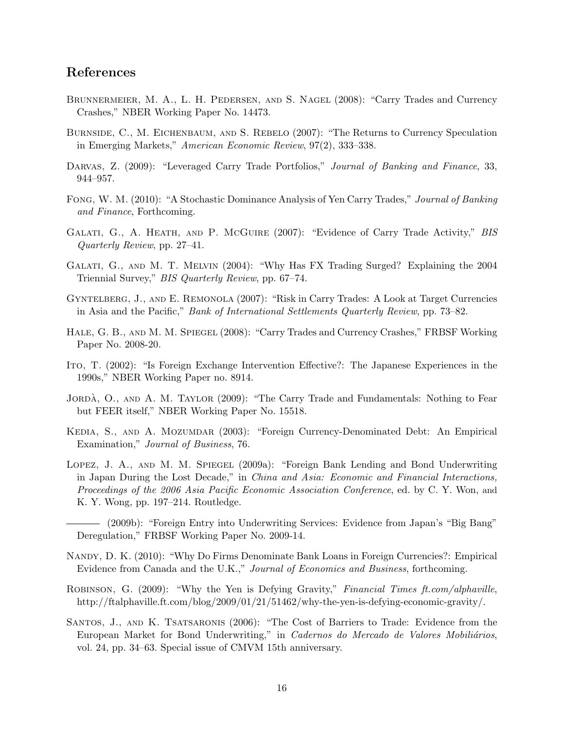## References

Brunnermeier, M. A., L. H. Pedersen, and S. Nagel (2008): "Carry Trades and Currency Crashes," NBER Working Paper No. 14473.

Burnside, C., M. Eichenbaum, and S. Rebelo (2007): "The Returns to Currency Speculation in Emerging Markets," *American Economic Review*, 97(2), 333–338.

Darvas, Z. (2009): "Leveraged Carry Trade Portfolios," *Journal of Banking and Finance*, 33, 944–957.

Fong, W. M. (2010): "A Stochastic Dominance Analysis of Yen Carry Trades," *Journal of Banking and Finance*, Forthcoming.

Galati, G., A. Heath, and P. McGuire (2007): "Evidence of Carry Trade Activity," *BIS Quarterly Review*, pp. 27–41.

Galati, G., and M. T. Melvin (2004): "Why Has FX Trading Surged? Explaining the 2004 Triennial Survey," *BIS Quarterly Review*, pp. 67–74.

Gyntelberg, J., and E. Remonola (2007): "Risk in Carry Trades: A Look at Target Currencies in Asia and the Pacific," *Bank of International Settlements Quarterly Review*, pp. 73–82.

Hale, G. B., and M. M. Spiegel (2008): "Carry Trades and Currency Crashes," FRBSF Working Paper No. 2008-20.

Ito, T. (2002): "Is Foreign Exchange Intervention Effective?: The Japanese Experiences in the 1990s," NBER Working Paper no. 8914.

Jordà, O., and A. M. Taylor (2009): "The Carry Trade and Fundamentals: Nothing to Fear but FEER itself," NBER Working Paper No. 15518.

Kedia, S., and A. Mozumdar (2003): "Foreign Currency-Denominated Debt: An Empirical Examination," *Journal of Business*, 76.

Lopez, J. A., and M. M. Spiegel (2009a): "Foreign Bank Lending and Bond Underwriting in Japan During the Lost Decade," in *China and Asia: Economic and Financial Interactions, Proceedings of the 2006 Asia Pacific Economic Association Conference*, ed. by C. Y. Won, and K. Y. Wong, pp. 197–214. Routledge.

——— (2009b): "Foreign Entry into Underwriting Services: Evidence from Japan's "Big Bang" Deregulation," FRBSF Working Paper No. 2009-14.

Nandy, D. K. (2010): "Why Do Firms Denominate Bank Loans in Foreign Currencies?: Empirical Evidence from Canada and the U.K.," *Journal of Economics and Business*, forthcoming.

Robinson, G. (2009): "Why the Yen is Defying Gravity," *Financial Times ft.com/alphaville*, http://ftalphaville.ft.com/blog/2009/01/21/51462/why-the-yen-is-defying-economic-gravity/.

Santos, J., and K. Tsatsaronis (2006): "The Cost of Barriers to Trade: Evidence from the European Market for Bond Underwriting," in *Cadernos do Mercado de Valores Mobiliários*, vol. 24, pp. 34–63. Special issue of CMVM 15th anniversary.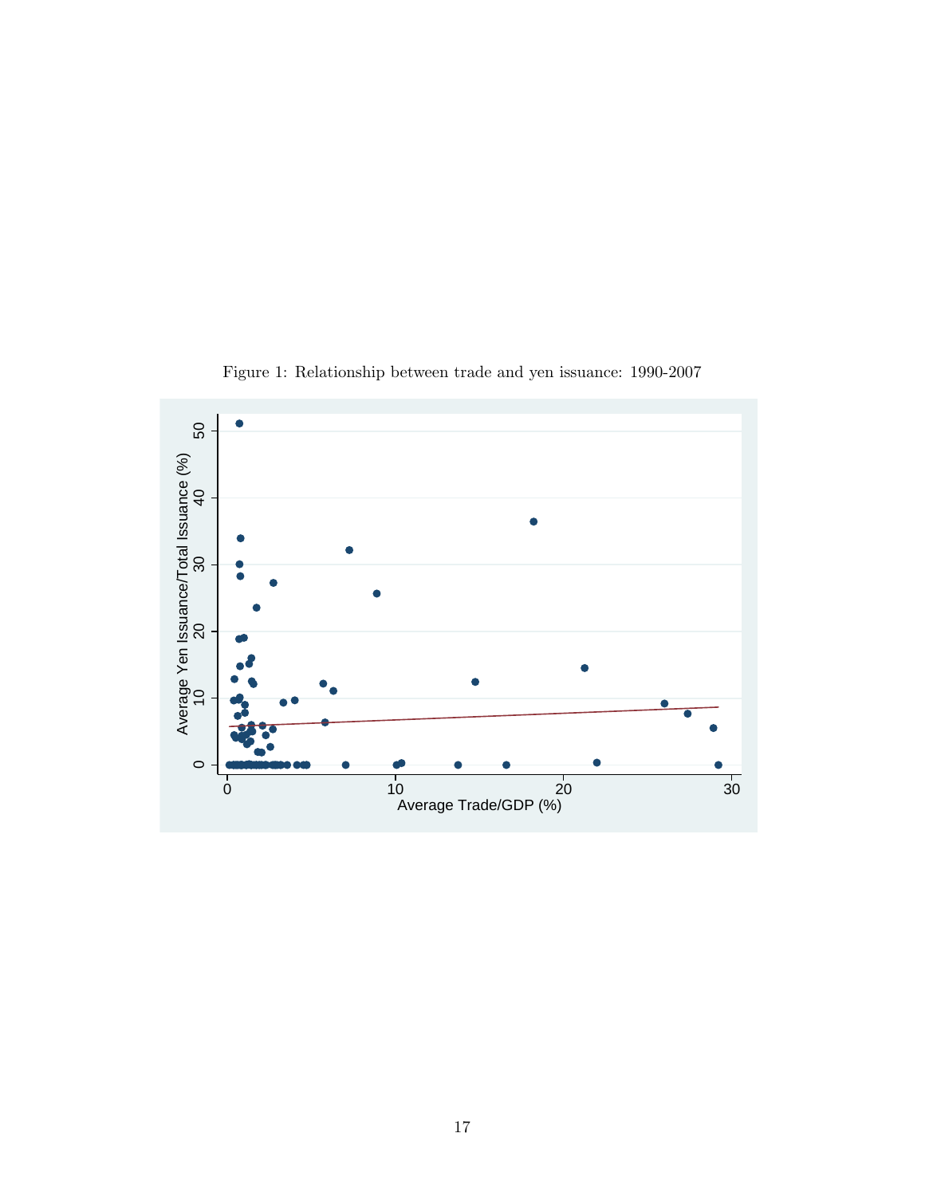Figure 1: Relationship between trade and yen issuance: 1990-2007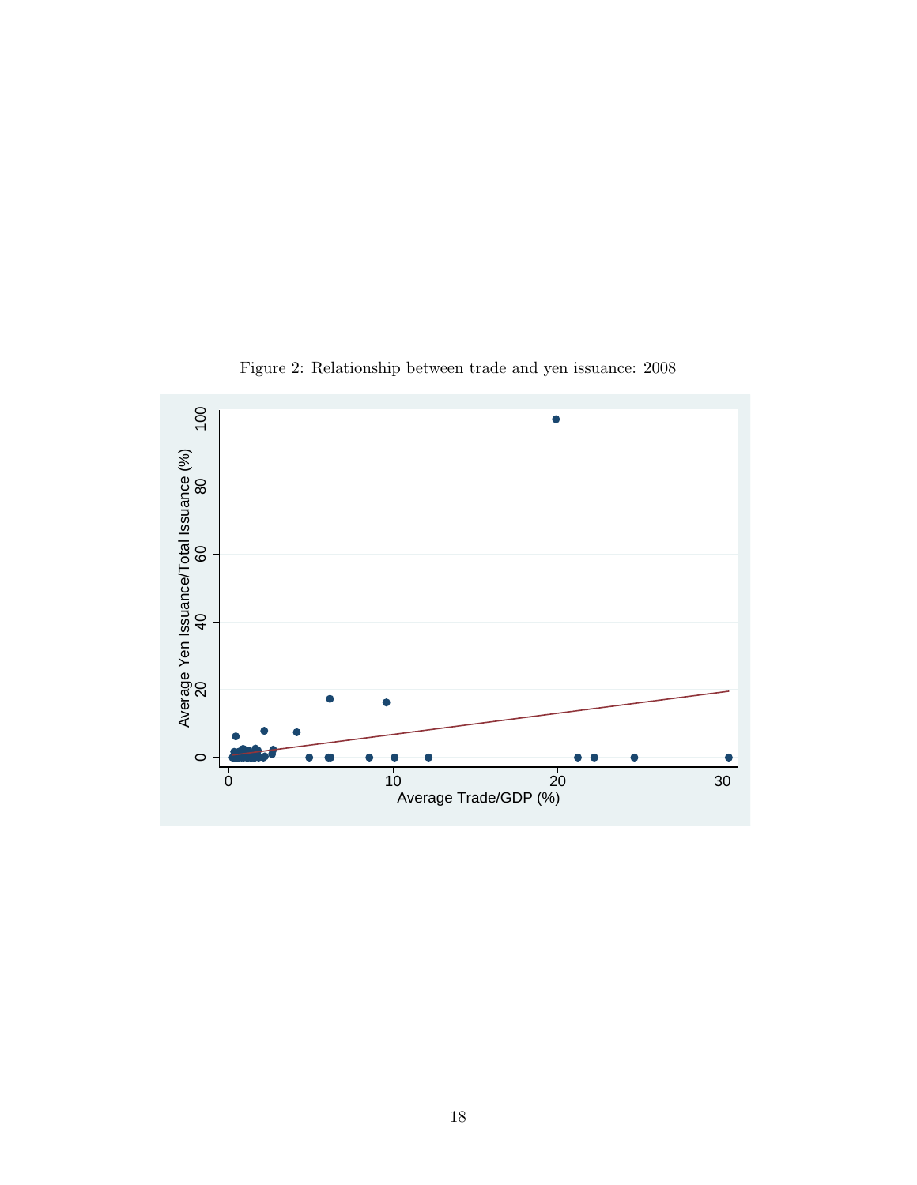Figure 2: Relationship between trade and yen issuance: 2008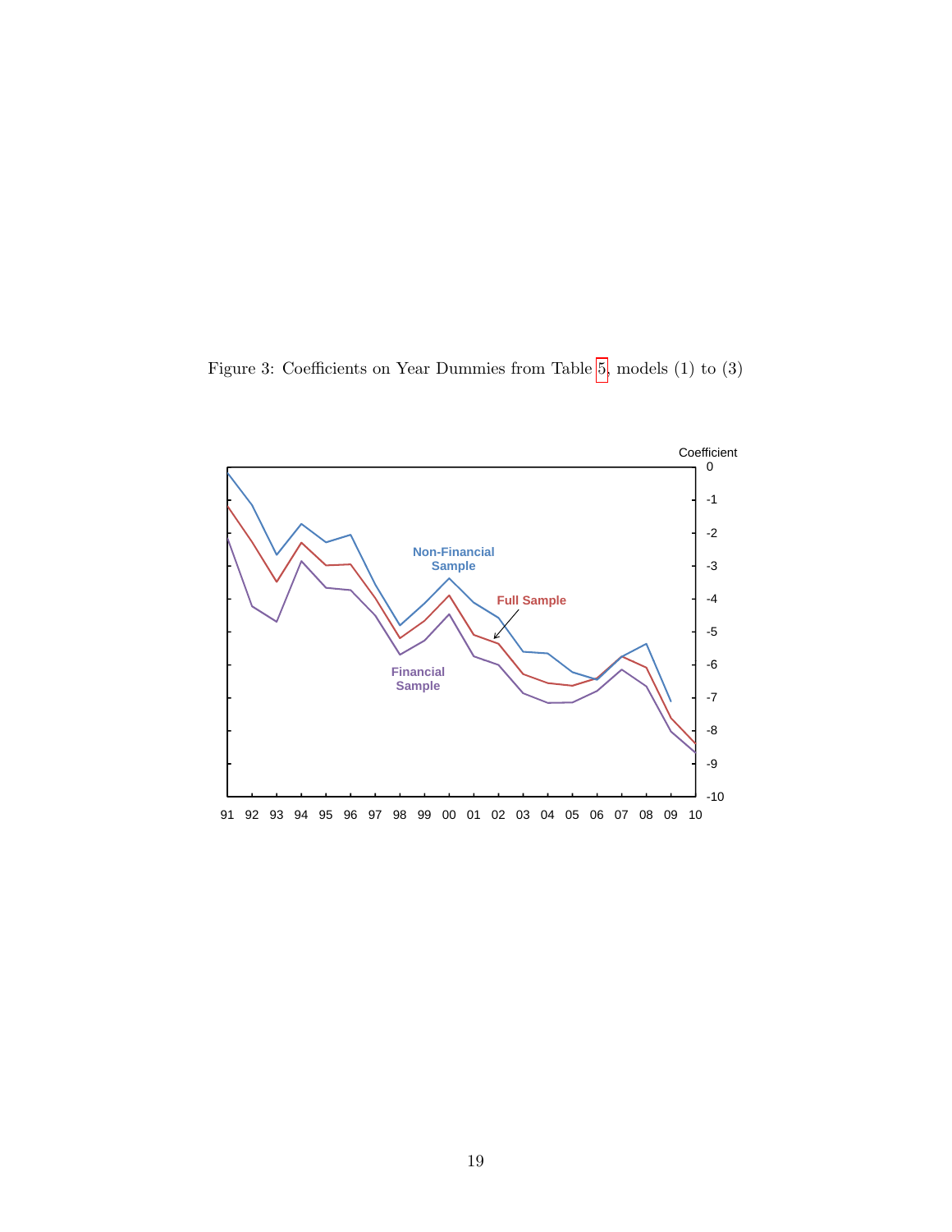Figure 3: Coefficients on Year Dummies from Table 5, models (1) to (3)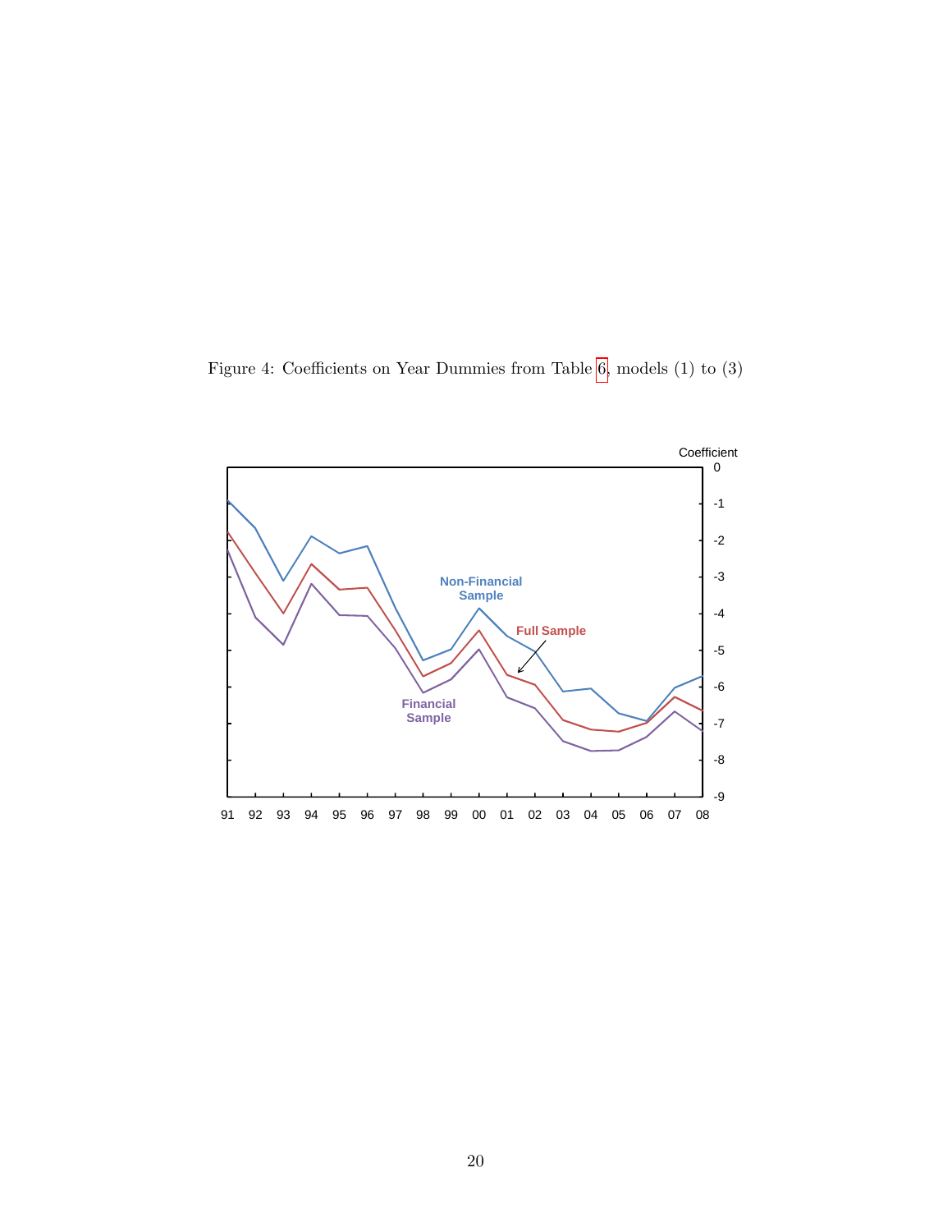Figure 4: Coefficients on Year Dummies from Table 6, models (1) to (3)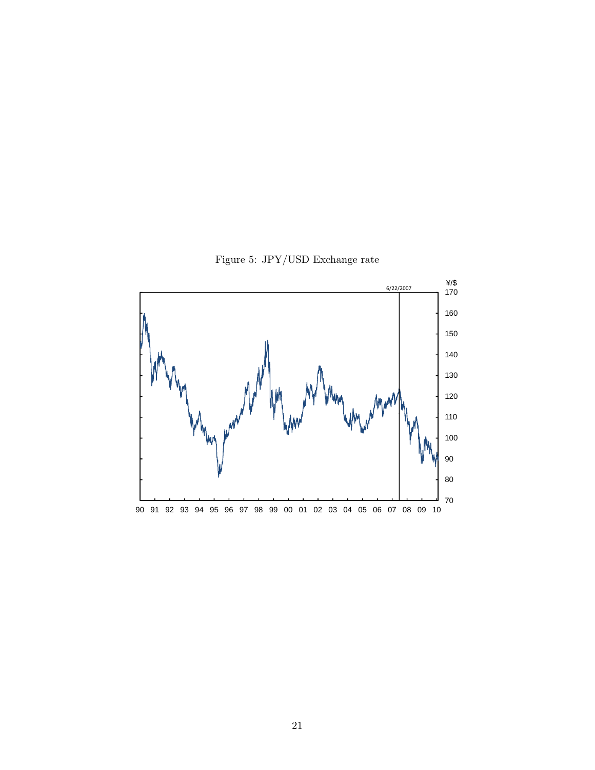Figure 5: JPY/USD Exchange rate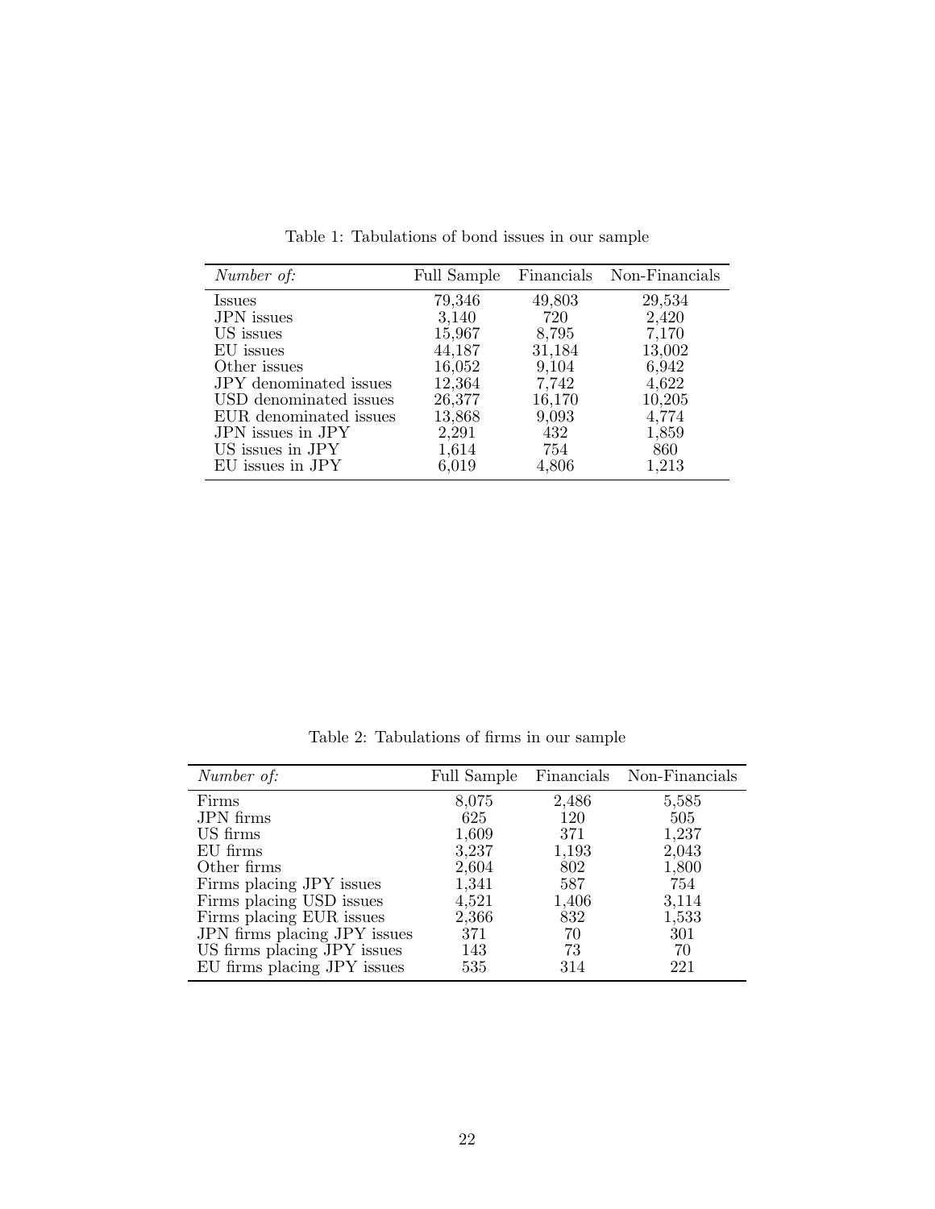Table 1: Tabulations of bond issues in our sample

| *Number of:* | Full Sample | Financials | Non-Financials |
|---|---|---|---|
| Issues | 79,346 | 49,803 | 29,534 |
| JPN issues | 3,140 | 720 | 2,420 |
| US issues | 15,967 | 8,795 | 7,170 |
| EU issues | 44,187 | 31,184 | 13,002 |
| Other issues | 16,052 | 9,104 | 6,942 |
| JPY denominated issues | 12,364 | 7,742 | 4,622 |
| USD denominated issues | 26,377 | 16,170 | 10,205 |
| EUR denominated issues | 13,868 | 9,093 | 4,774 |
| JPN issues in JPY | 2,291 | 432 | 1,859 |
| US issues in JPY | 1,614 | 754 | 860 |
| EU issues in JPY | 6,019 | 4,806 | 1,213 |

Table 2: Tabulations of firms in our sample

| *Number of:* | Full Sample | Financials | Non-Financials |
|---|---|---|---|
| Firms | 8,075 | 2,486 | 5,585 |
| JPN firms | 625 | 120 | 505 |
| US firms | 1,609 | 371 | 1,237 |
| EU firms | 3,237 | 1,193 | 2,043 |
| Other firms | 2,604 | 802 | 1,800 |
| Firms placing JPY issues | 1,341 | 587 | 754 |
| Firms placing USD issues | 4,521 | 1,406 | 3,114 |
| Firms placing EUR issues | 2,366 | 832 | 1,533 |
| JPN firms placing JPY issues | 371 | 70 | 301 |
| US firms placing JPY issues | 143 | 73 | 70 |
| EU firms placing JPY issues | 535 | 314 | 221 |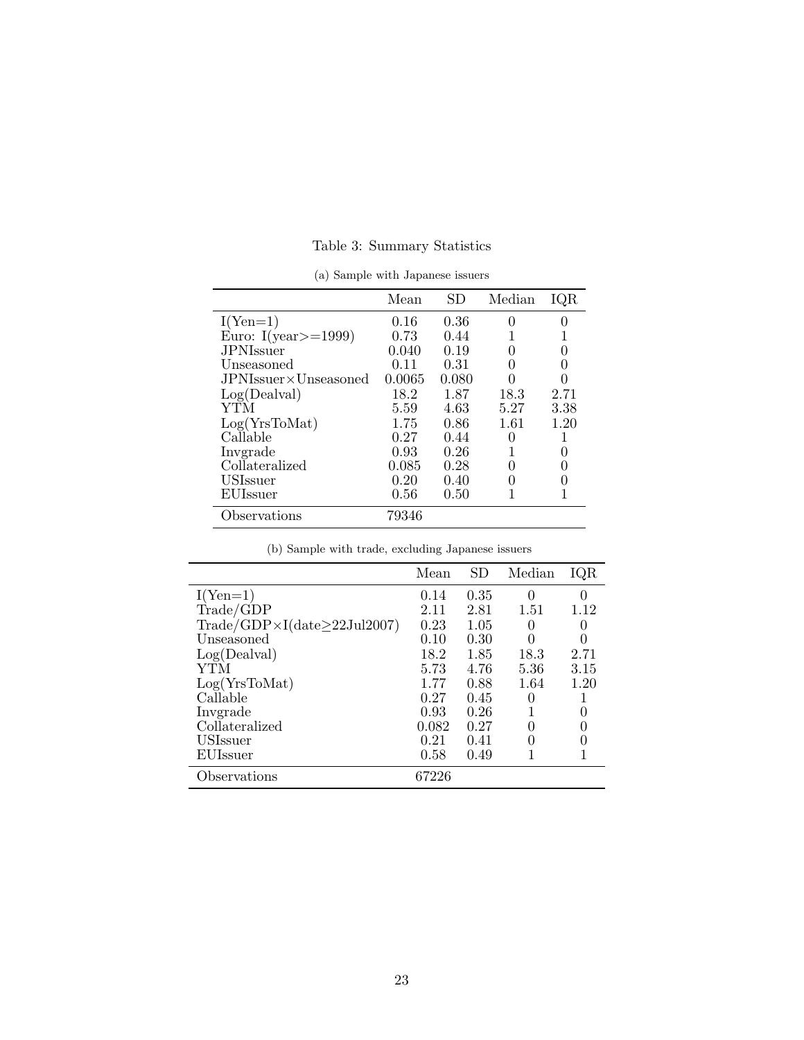Table 3: Summary Statistics

(a) Sample with Japanese issuers

| | Mean | SD | Median | IQR |
|---|---|---|---|---|
| I(Yen=1) | 0.16 | 0.36 | 0 | 0 |
| Euro: I(year>=1999) | 0.73 | 0.44 | 1 | 1 |
| JPNIssuer | 0.040 | 0.19 | 0 | 0 |
| Unseasoned | 0.11 | 0.31 | 0 | 0 |
| JPNIssuer×Unseasoned | 0.0065 | 0.080 | 0 | 0 |
| Log(Dealval) | 18.2 | 1.87 | 18.3 | 2.71 |
| YTM | 5.59 | 4.63 | 5.27 | 3.38 |
| Log(YrsToMat) | 1.75 | 0.86 | 1.61 | 1.20 |
| Callable | 0.27 | 0.44 | 0 | 1 |
| Invgrade | 0.93 | 0.26 | 1 | 0 |
| Collateralized | 0.085 | 0.28 | 0 | 0 |
| USIssuer | 0.20 | 0.40 | 0 | 0 |
| EUIssuer | 0.56 | 0.50 | 1 | 1 |
| Observations | 79346 | | | |

(b) Sample with trade, excluding Japanese issuers

| | Mean | SD | Median | IQR |
|---|---|---|---|---|
| I(Yen=1) | 0.14 | 0.35 | 0 | 0 |
| Trade/GDP | 2.11 | 2.81 | 1.51 | 1.12 |
| Trade/GDP×I(date≥22Jul2007) | 0.23 | 1.05 | 0 | 0 |
| Unseasoned | 0.10 | 0.30 | 0 | 0 |
| Log(Dealval) | 18.2 | 1.85 | 18.3 | 2.71 |
| YTM | 5.73 | 4.76 | 5.36 | 3.15 |
| Log(YrsToMat) | 1.77 | 0.88 | 1.64 | 1.20 |
| Callable | 0.27 | 0.45 | 0 | 1 |
| Invgrade | 0.93 | 0.26 | 1 | 0 |
| Collateralized | 0.082 | 0.27 | 0 | 0 |
| USIssuer | 0.21 | 0.41 | 0 | 0 |
| EUIssuer | 0.58 | 0.49 | 1 | 1 |
| Observations | 67226 | | | |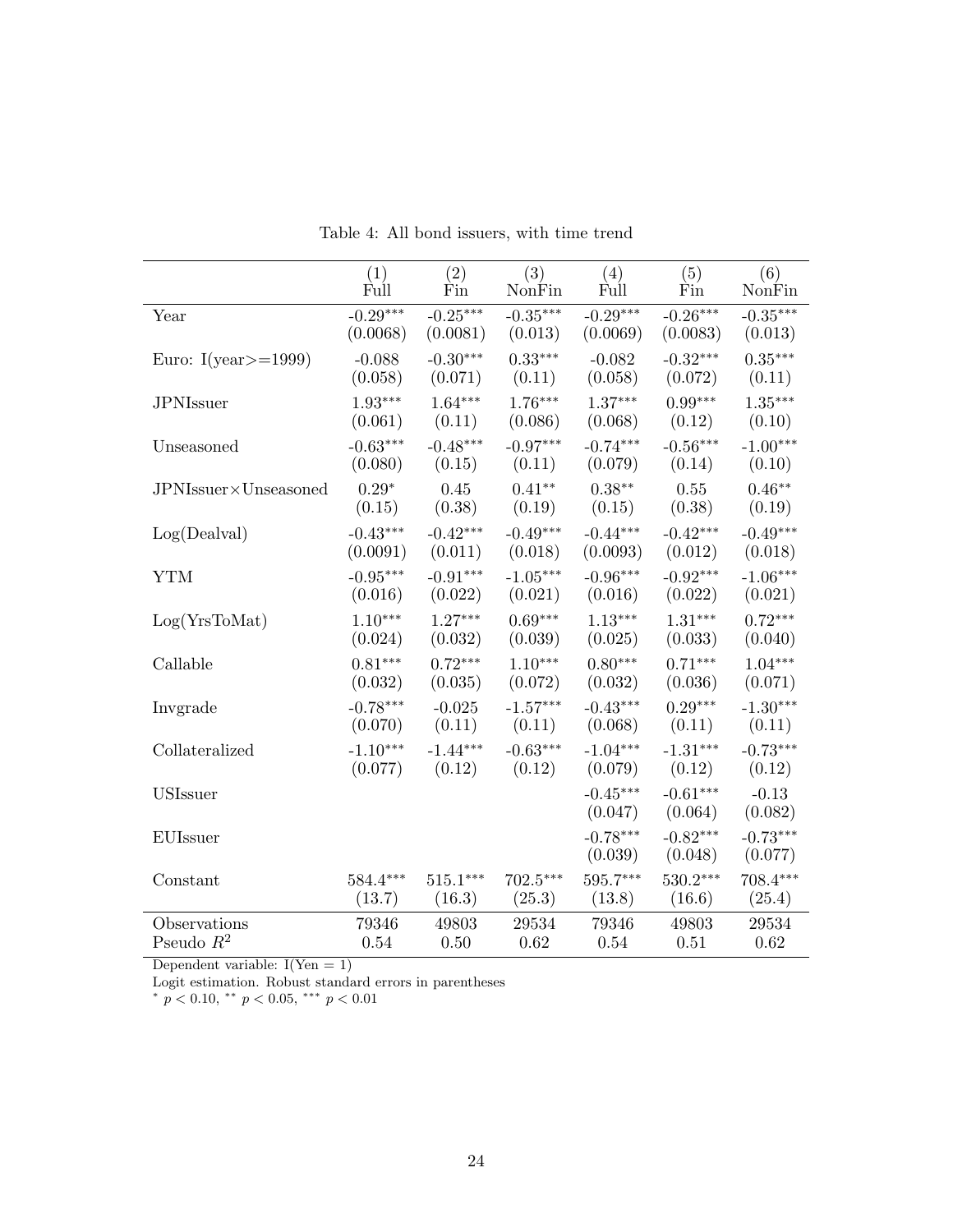Table 4: All bond issuers, with time trend

| | (1) Full | (2) Fin | (3) NonFin | (4) Full | (5) Fin | (6) NonFin |
|---|---|---|---|---|---|---|
| Year | -0.29*** | -0.25*** | -0.35*** | -0.29*** | -0.26*** | -0.35*** |
| | (0.0068) | (0.0081) | (0.013) | (0.0069) | (0.0083) | (0.013) |
| Euro: I(year>=1999) | -0.088 | -0.30*** | 0.33*** | -0.082 | -0.32*** | 0.35*** |
| | (0.058) | (0.071) | (0.11) | (0.058) | (0.072) | (0.11) |
| JPNIssuer | 1.93*** | 1.64*** | 1.76*** | 1.37*** | 0.99*** | 1.35*** |
| | (0.061) | (0.11) | (0.086) | (0.068) | (0.12) | (0.10) |
| Unseasoned | -0.63*** | -0.48*** | -0.97*** | -0.74*** | -0.56*** | -1.00*** |
| | (0.080) | (0.15) | (0.11) | (0.079) | (0.14) | (0.10) |
| JPNIssuer×Unseasoned | 0.29* | 0.45 | 0.41** | 0.38** | 0.55 | 0.46** |
| | (0.15) | (0.38) | (0.19) | (0.15) | (0.38) | (0.19) |
| Log(Dealval) | -0.43*** | -0.42*** | -0.49*** | -0.44*** | -0.42*** | -0.49*** |
| | (0.0091) | (0.011) | (0.018) | (0.0093) | (0.012) | (0.018) |
| YTM | -0.95*** | -0.91*** | -1.05*** | -0.96*** | -0.92*** | -1.06*** |
| | (0.016) | (0.022) | (0.021) | (0.016) | (0.022) | (0.021) |
| Log(YrsToMat) | 1.10*** | 1.27*** | 0.69*** | 1.13*** | 1.31*** | 0.72*** |
| | (0.024) | (0.032) | (0.039) | (0.025) | (0.033) | (0.040) |
| Callable | 0.81*** | 0.72*** | 1.10*** | 0.80*** | 0.71*** | 1.04*** |
| | (0.032) | (0.035) | (0.072) | (0.032) | (0.036) | (0.071) |
| Invgrade | -0.78*** | -0.025 | -1.57*** | -0.43*** | 0.29*** | -1.30*** |
| | (0.070) | (0.11) | (0.11) | (0.068) | (0.11) | (0.11) |
| Collateralized | -1.10*** | -1.44*** | -0.63*** | -1.04*** | -1.31*** | -0.73*** |
| | (0.077) | (0.12) | (0.12) | (0.079) | (0.12) | (0.12) |
| USIssuer | | | | -0.45*** | -0.61*** | -0.13 |
| | | | | (0.047) | (0.064) | (0.082) |
| EUIssuer | | | | -0.78*** | -0.82*** | -0.73*** |
| | | | | (0.039) | (0.048) | (0.077) |
| Constant | 584.4*** | 515.1*** | 702.5*** | 595.7*** | 530.2*** | 708.4*** |
| | (13.7) | (16.3) | (25.3) | (13.8) | (16.6) | (25.4) |
| Observations | 79346 | 49803 | 29534 | 79346 | 49803 | 29534 |
| Pseudo $R^2$ | 0.54 | 0.50 | 0.62 | 0.54 | 0.51 | 0.62 |

Dependent variable: I(Yen = 1)

Logit estimation. Robust standard errors in parentheses

* $p < 0.10$, ** $p < 0.05$, *** $p < 0.01$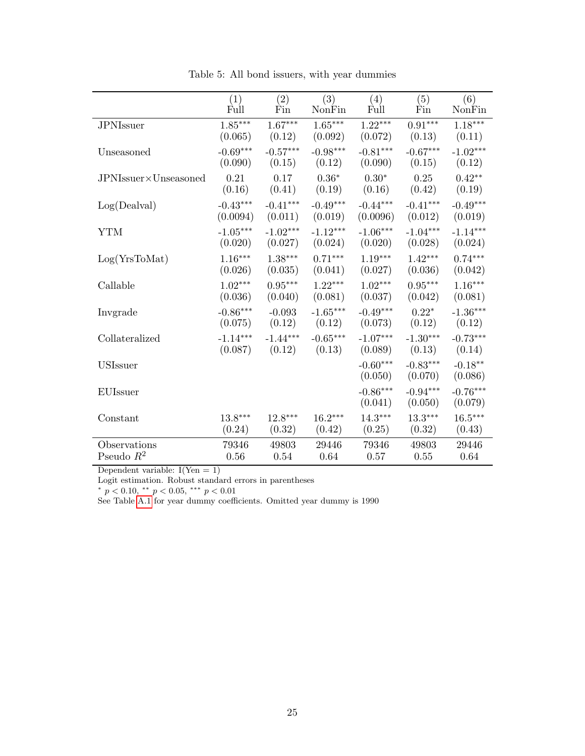Table 5: All bond issuers, with year dummies

| | (1) Full | (2) Fin | (3) NonFin | (4) Full | (5) Fin | (6) NonFin |
|---|---|---|---|---|---|---|
| JPNIssuer | 1.85*** | 1.67*** | 1.65*** | 1.22*** | 0.91*** | 1.18*** |
| | (0.065) | (0.12) | (0.092) | (0.072) | (0.13) | (0.11) |
| Unseasoned | -0.69*** | -0.57*** | -0.98*** | -0.81*** | -0.67*** | -1.02*** |
| | (0.090) | (0.15) | (0.12) | (0.090) | (0.15) | (0.12) |
| JPNIssuer×Unseasoned | 0.21 | 0.17 | 0.36* | 0.30* | 0.25 | 0.42** |
| | (0.16) | (0.41) | (0.19) | (0.16) | (0.42) | (0.19) |
| Log(Dealval) | -0.43*** | -0.41*** | -0.49*** | -0.44*** | -0.41*** | -0.49*** |
| | (0.0094) | (0.011) | (0.019) | (0.0096) | (0.012) | (0.019) |
| YTM | -1.05*** | -1.02*** | -1.12*** | -1.06*** | -1.04*** | -1.14*** |
| | (0.020) | (0.027) | (0.024) | (0.020) | (0.028) | (0.024) |
| Log(YrsToMat) | 1.16*** | 1.38*** | 0.71*** | 1.19*** | 1.42*** | 0.74*** |
| | (0.026) | (0.035) | (0.041) | (0.027) | (0.036) | (0.042) |
| Callable | 1.02*** | 0.95*** | 1.22*** | 1.02*** | 0.95*** | 1.16*** |
| | (0.036) | (0.040) | (0.081) | (0.037) | (0.042) | (0.081) |
| Invgrade | -0.86*** | -0.093 | -1.65*** | -0.49*** | 0.22* | -1.36*** |
| | (0.075) | (0.12) | (0.12) | (0.073) | (0.12) | (0.12) |
| Collateralized | -1.14*** | -1.44*** | -0.65*** | -1.07*** | -1.30*** | -0.73*** |
| | (0.087) | (0.12) | (0.13) | (0.089) | (0.13) | (0.14) |
| USIssuer | | | | -0.60*** | -0.83*** | -0.18** |
| | | | | (0.050) | (0.070) | (0.086) |
| EUIssuer | | | | -0.86*** | -0.94*** | -0.76*** |
| | | | | (0.041) | (0.050) | (0.079) |
| Constant | 13.8*** | 12.8*** | 16.2*** | 14.3*** | 13.3*** | 16.5*** |
| | (0.24) | (0.32) | (0.42) | (0.25) | (0.32) | (0.43) |
| Observations | 79346 | 49803 | 29446 | 79346 | 49803 | 29446 |
| Pseudo $R^2$ | 0.56 | 0.54 | 0.64 | 0.57 | 0.55 | 0.64 |

Dependent variable: I(Yen = 1)

Logit estimation. Robust standard errors in parentheses

* $p < 0.10$, ** $p < 0.05$, *** $p < 0.01$

See Table A.1 for year dummy coefficients. Omitted year dummy is 1990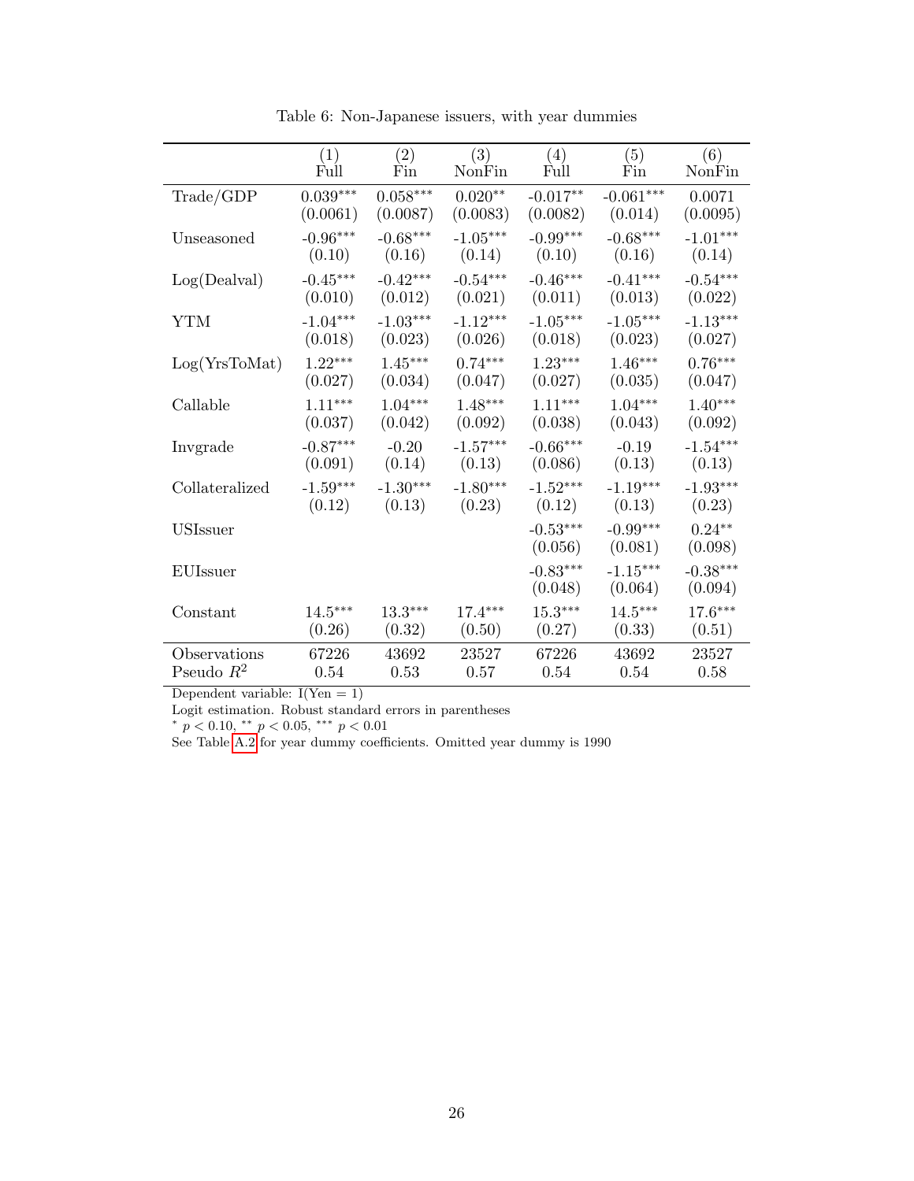Table 6: Non-Japanese issuers, with year dummies

| | (1) Full | (2) Fin | (3) NonFin | (4) Full | (5) Fin | (6) NonFin |
|---|---|---|---|---|---|---|
| Trade/GDP | 0.039*** | 0.058*** | 0.020** | -0.017** | -0.061*** | 0.0071 |
| | (0.0061) | (0.0087) | (0.0083) | (0.0082) | (0.014) | (0.0095) |
| Unseasoned | -0.96*** | -0.68*** | -1.05*** | -0.99*** | -0.68*** | -1.01*** |
| | (0.10) | (0.16) | (0.14) | (0.10) | (0.16) | (0.14) |
| Log(Dealval) | -0.45*** | -0.42*** | -0.54*** | -0.46*** | -0.41*** | -0.54*** |
| | (0.010) | (0.012) | (0.021) | (0.011) | (0.013) | (0.022) |
| YTM | -1.04*** | -1.03*** | -1.12*** | -1.05*** | -1.05*** | -1.13*** |
| | (0.018) | (0.023) | (0.026) | (0.018) | (0.023) | (0.027) |
| Log(YrsToMat) | 1.22*** | 1.45*** | 0.74*** | 1.23*** | 1.46*** | 0.76*** |
| | (0.027) | (0.034) | (0.047) | (0.027) | (0.035) | (0.047) |
| Callable | 1.11*** | 1.04*** | 1.48*** | 1.11*** | 1.04*** | 1.40*** |
| | (0.037) | (0.042) | (0.092) | (0.038) | (0.043) | (0.092) |
| Invgrade | -0.87*** | -0.20 | -1.57*** | -0.66*** | -0.19 | -1.54*** |
| | (0.091) | (0.14) | (0.13) | (0.086) | (0.13) | (0.13) |
| Collateralized | -1.59*** | -1.30*** | -1.80*** | -1.52*** | -1.19*** | -1.93*** |
| | (0.12) | (0.13) | (0.23) | (0.12) | (0.13) | (0.23) |
| USIssuer | | | | -0.53*** | -0.99*** | 0.24** |
| | | | | (0.056) | (0.081) | (0.098) |
| EUIssuer | | | | -0.83*** | -1.15*** | -0.38*** |
| | | | | (0.048) | (0.064) | (0.094) |
| Constant | 14.5*** | 13.3*** | 17.4*** | 15.3*** | 14.5*** | 17.6*** |
| | (0.26) | (0.32) | (0.50) | (0.27) | (0.33) | (0.51) |
| Observations | 67226 | 43692 | 23527 | 67226 | 43692 | 23527 |
| Pseudo $R^2$ | 0.54 | 0.53 | 0.57 | 0.54 | 0.54 | 0.58 |

Dependent variable: I(Yen = 1)

Logit estimation. Robust standard errors in parentheses

* $p < 0.10$, ** $p < 0.05$, *** $p < 0.01$

See Table A.2 for year dummy coefficients. Omitted year dummy is 1990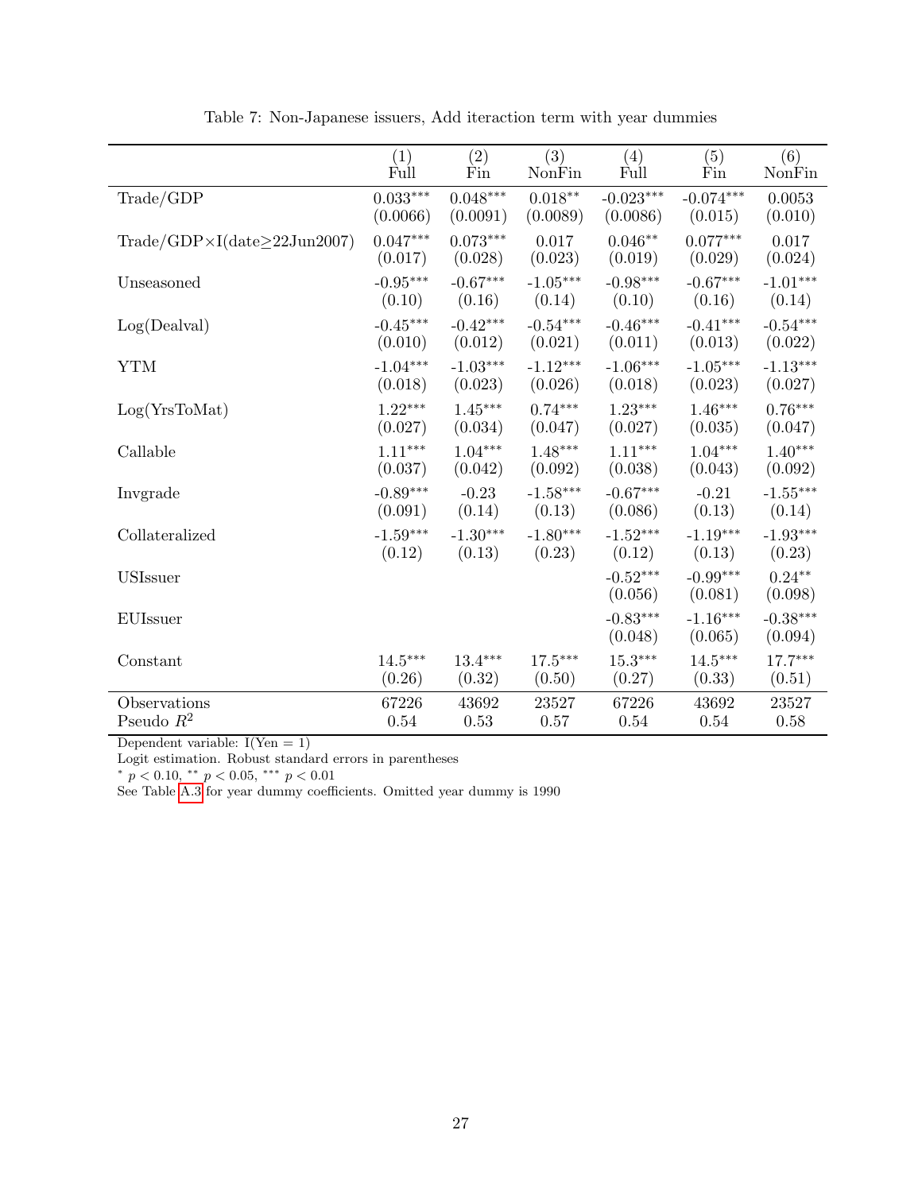Table 7: Non-Japanese issuers, Add iteraction term with year dummies

| | (1) Full | (2) Fin | (3) NonFin | (4) Full | (5) Fin | (6) NonFin |
|---|---|---|---|---|---|---|
| Trade/GDP | 0.033*** | 0.048*** | 0.018** | -0.023*** | -0.074*** | 0.0053 |
| | (0.0066) | (0.0091) | (0.0089) | (0.0086) | (0.015) | (0.010) |
| Trade/GDP×I(date≥22Jun2007) | 0.047*** | 0.073*** | 0.017 | 0.046** | 0.077*** | 0.017 |
| | (0.017) | (0.028) | (0.023) | (0.019) | (0.029) | (0.024) |
| Unseasoned | -0.95*** | -0.67*** | -1.05*** | -0.98*** | -0.67*** | -1.01*** |
| | (0.10) | (0.16) | (0.14) | (0.10) | (0.16) | (0.14) |
| Log(Dealval) | -0.45*** | -0.42*** | -0.54*** | -0.46*** | -0.41*** | -0.54*** |
| | (0.010) | (0.012) | (0.021) | (0.011) | (0.013) | (0.022) |
| YTM | -1.04*** | -1.03*** | -1.12*** | -1.06*** | -1.05*** | -1.13*** |
| | (0.018) | (0.023) | (0.026) | (0.018) | (0.023) | (0.027) |
| Log(YrsToMat) | 1.22*** | 1.45*** | 0.74*** | 1.23*** | 1.46*** | 0.76*** |
| | (0.027) | (0.034) | (0.047) | (0.027) | (0.035) | (0.047) |
| Callable | 1.11*** | 1.04*** | 1.48*** | 1.11*** | 1.04*** | 1.40*** |
| | (0.037) | (0.042) | (0.092) | (0.038) | (0.043) | (0.092) |
| Invgrade | -0.89*** | -0.23 | -1.58*** | -0.67*** | -0.21 | -1.55*** |
| | (0.091) | (0.14) | (0.13) | (0.086) | (0.13) | (0.14) |
| Collateralized | -1.59*** | -1.30*** | -1.80*** | -1.52*** | -1.19*** | -1.93*** |
| | (0.12) | (0.13) | (0.23) | (0.12) | (0.13) | (0.23) |
| USIssuer | | | | -0.52*** | -0.99*** | 0.24** |
| | | | | (0.056) | (0.081) | (0.098) |
| EUIssuer | | | | -0.83*** | -1.16*** | -0.38*** |
| | | | | (0.048) | (0.065) | (0.094) |
| Constant | 14.5*** | 13.4*** | 17.5*** | 15.3*** | 14.5*** | 17.7*** |
| | (0.26) | (0.32) | (0.50) | (0.27) | (0.33) | (0.51) |
| Observations | 67226 | 43692 | 23527 | 67226 | 43692 | 23527 |
| Pseudo $R^2$ | 0.54 | 0.53 | 0.57 | 0.54 | 0.54 | 0.58 |

Dependent variable: I(Yen = 1)

Logit estimation. Robust standard errors in parentheses

* $p < 0.10$, ** $p < 0.05$, *** $p < 0.01$

See Table A.3 for year dummy coefficients. Omitted year dummy is 1990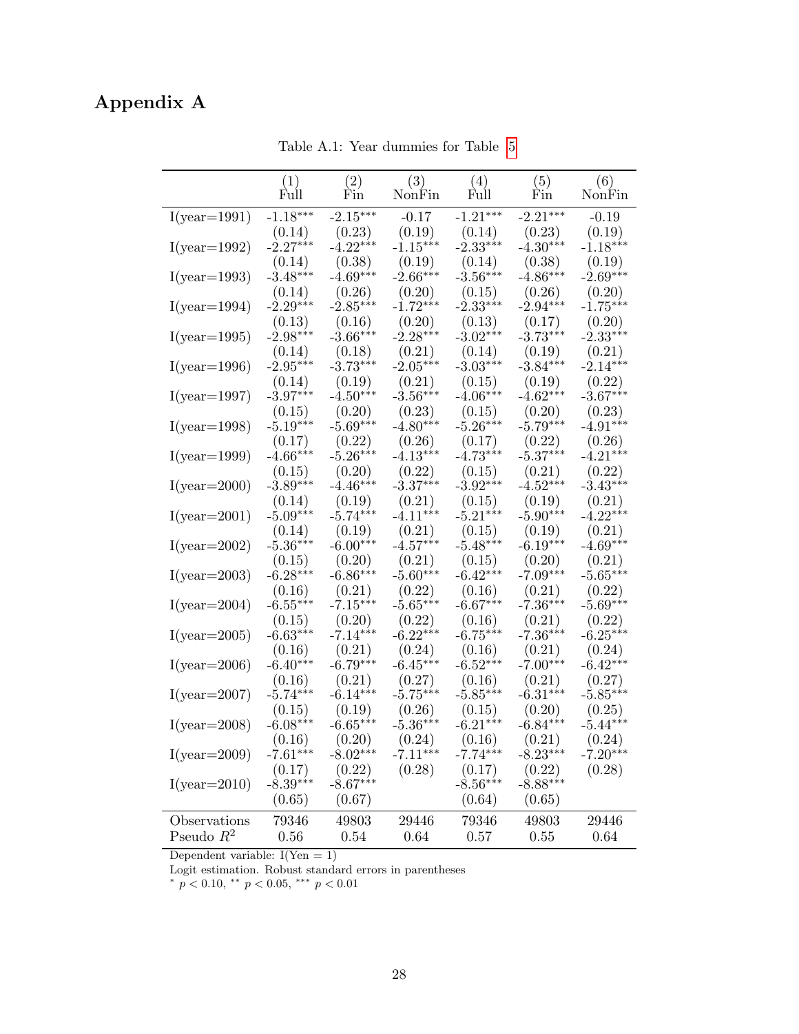# Appendix A

Table A.1: Year dummies for Table 5

| | (1) Full | (2) Fin | (3) NonFin | (4) Full | (5) Fin | (6) NonFin |
|---|---|---|---|---|---|---|
| I(year=1991) | -1.18*** | -2.15*** | -0.17 | -1.21*** | -2.21*** | -0.19 |
| | (0.14) | (0.23) | (0.19) | (0.14) | (0.23) | (0.19) |
| I(year=1992) | -2.27*** | -4.22*** | -1.15*** | -2.33*** | -4.30*** | -1.18*** |
| | (0.14) | (0.38) | (0.19) | (0.14) | (0.38) | (0.19) |
| I(year=1993) | -3.48*** | -4.69*** | -2.66*** | -3.56*** | -4.86*** | -2.69*** |
| | (0.14) | (0.26) | (0.20) | (0.15) | (0.26) | (0.20) |
| I(year=1994) | -2.29*** | -2.85*** | -1.72*** | -2.33*** | -2.94*** | -1.75*** |
| | (0.13) | (0.16) | (0.20) | (0.13) | (0.17) | (0.20) |
| I(year=1995) | -2.98*** | -3.66*** | -2.28*** | -3.02*** | -3.73*** | -2.33*** |
| | (0.14) | (0.18) | (0.21) | (0.14) | (0.19) | (0.21) |
| I(year=1996) | -2.95*** | -3.73*** | -2.05*** | -3.03*** | -3.84*** | -2.14*** |
| | (0.14) | (0.19) | (0.21) | (0.15) | (0.19) | (0.22) |
| I(year=1997) | -3.97*** | -4.50*** | -3.56*** | -4.06*** | -4.62*** | -3.67*** |
| | (0.15) | (0.20) | (0.23) | (0.15) | (0.20) | (0.23) |
| I(year=1998) | -5.19*** | -5.69*** | -4.80*** | -5.26*** | -5.79*** | -4.91*** |
| | (0.17) | (0.22) | (0.26) | (0.17) | (0.22) | (0.26) |
| I(year=1999) | -4.66*** | -5.26*** | -4.13*** | -4.73*** | -5.37*** | -4.21*** |
| | (0.15) | (0.20) | (0.22) | (0.15) | (0.21) | (0.22) |
| I(year=2000) | -3.89*** | -4.46*** | -3.37*** | -3.92*** | -4.52*** | -3.43*** |
| | (0.14) | (0.19) | (0.21) | (0.15) | (0.19) | (0.21) |
| I(year=2001) | -5.09*** | -5.74*** | -4.11*** | -5.21*** | -5.90*** | -4.22*** |
| | (0.14) | (0.19) | (0.21) | (0.15) | (0.19) | (0.21) |
| I(year=2002) | -5.36*** | -6.00*** | -4.57*** | -5.48*** | -6.19*** | -4.69*** |
| | (0.15) | (0.20) | (0.21) | (0.15) | (0.20) | (0.21) |
| I(year=2003) | -6.28*** | -6.86*** | -5.60*** | -6.42*** | -7.09*** | -5.65*** |
| | (0.16) | (0.21) | (0.22) | (0.16) | (0.21) | (0.22) |
| I(year=2004) | -6.55*** | -7.15*** | -5.65*** | -6.67*** | -7.36*** | -5.69*** |
| | (0.15) | (0.20) | (0.22) | (0.16) | (0.21) | (0.22) |
| I(year=2005) | -6.63*** | -7.14*** | -6.22*** | -6.75*** | -7.36*** | -6.25*** |
| | (0.16) | (0.21) | (0.24) | (0.16) | (0.21) | (0.24) |
| I(year=2006) | -6.40*** | -6.79*** | -6.45*** | -6.52*** | -7.00*** | -6.42*** |
| | (0.16) | (0.21) | (0.27) | (0.16) | (0.21) | (0.27) |
| I(year=2007) | -5.74*** | -6.14*** | -5.75*** | -5.85*** | -6.31*** | -5.85*** |
| | (0.15) | (0.19) | (0.26) | (0.15) | (0.20) | (0.25) |
| I(year=2008) | -6.08*** | -6.65*** | -5.36*** | -6.21*** | -6.84*** | -5.44*** |
| | (0.16) | (0.20) | (0.24) | (0.16) | (0.21) | (0.24) |
| I(year=2009) | -7.61*** | -8.02*** | -7.11*** | -7.74*** | -8.23*** | -7.20*** |
| | (0.17) | (0.22) | (0.28) | (0.17) | (0.22) | (0.28) |
| I(year=2010) | -8.39*** | -8.67*** | | -8.56*** | -8.88*** | |
| | (0.65) | (0.67) | | (0.64) | (0.65) | |
| Observations | 79346 | 49803 | 29446 | 79346 | 49803 | 29446 |
| Pseudo $R^2$ | 0.56 | 0.54 | 0.64 | 0.57 | 0.55 | 0.64 |

Dependent variable: I(Yen = 1)

Logit estimation. Robust standard errors in parentheses

$^{*}$ $p < 0.10$, $^{**}$ $p < 0.05$, $^{***}$ $p < 0.01$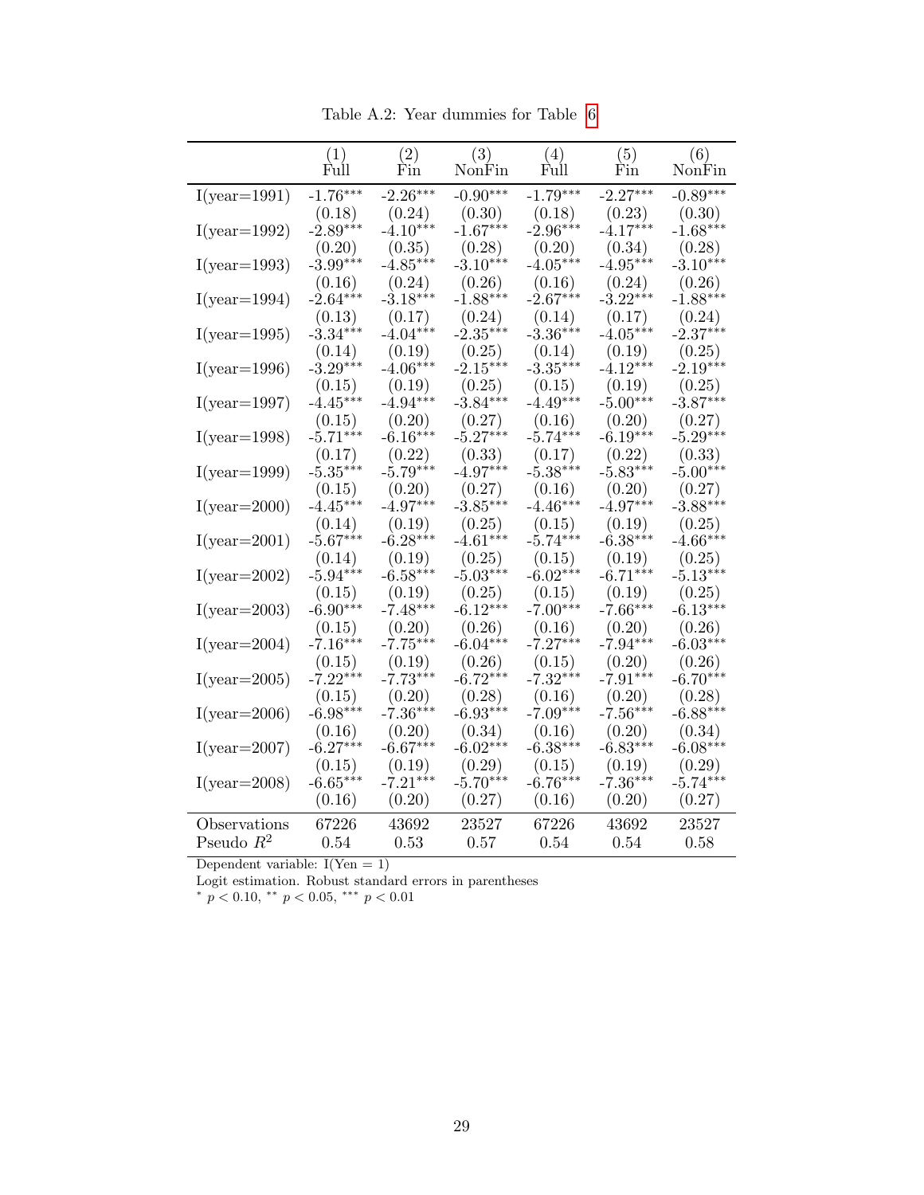Table A.2: Year dummies for Table 6

| | (1) Full | (2) Fin | (3) NonFin | (4) Full | (5) Fin | (6) NonFin |
|---|---|---|---|---|---|---|
| I(year=1991) | -1.76*** | -2.26*** | -0.90*** | -1.79*** | -2.27*** | -0.89*** |
| | (0.18) | (0.24) | (0.30) | (0.18) | (0.23) | (0.30) |
| I(year=1992) | -2.89*** | -4.10*** | -1.67*** | -2.96*** | -4.17*** | -1.68*** |
| | (0.20) | (0.35) | (0.28) | (0.20) | (0.34) | (0.28) |
| I(year=1993) | -3.99*** | -4.85*** | -3.10*** | -4.05*** | -4.95*** | -3.10*** |
| | (0.16) | (0.24) | (0.26) | (0.16) | (0.24) | (0.26) |
| I(year=1994) | -2.64*** | -3.18*** | -1.88*** | -2.67*** | -3.22*** | -1.88*** |
| | (0.13) | (0.17) | (0.24) | (0.14) | (0.17) | (0.24) |
| I(year=1995) | -3.34*** | -4.04*** | -2.35*** | -3.36*** | -4.05*** | -2.37*** |
| | (0.14) | (0.19) | (0.25) | (0.14) | (0.19) | (0.25) |
| I(year=1996) | -3.29*** | -4.06*** | -2.15*** | -3.35*** | -4.12*** | -2.19*** |
| | (0.15) | (0.19) | (0.25) | (0.15) | (0.19) | (0.25) |
| I(year=1997) | -4.45*** | -4.94*** | -3.84*** | -4.49*** | -5.00*** | -3.87*** |
| | (0.15) | (0.20) | (0.27) | (0.16) | (0.20) | (0.27) |
| I(year=1998) | -5.71*** | -6.16*** | -5.27*** | -5.74*** | -6.19*** | -5.29*** |
| | (0.17) | (0.22) | (0.33) | (0.17) | (0.22) | (0.33) |
| I(year=1999) | -5.35*** | -5.79*** | -4.97*** | -5.38*** | -5.83*** | -5.00*** |
| | (0.15) | (0.20) | (0.27) | (0.16) | (0.20) | (0.27) |
| I(year=2000) | -4.45*** | -4.97*** | -3.85*** | -4.46*** | -4.97*** | -3.88*** |
| | (0.14) | (0.19) | (0.25) | (0.15) | (0.19) | (0.25) |
| I(year=2001) | -5.67*** | -6.28*** | -4.61*** | -5.74*** | -6.38*** | -4.66*** |
| | (0.14) | (0.19) | (0.25) | (0.15) | (0.19) | (0.25) |
| I(year=2002) | -5.94*** | -6.58*** | -5.03*** | -6.02*** | -6.71*** | -5.13*** |
| | (0.15) | (0.19) | (0.25) | (0.15) | (0.19) | (0.25) |
| I(year=2003) | -6.90*** | -7.48*** | -6.12*** | -7.00*** | -7.66*** | -6.13*** |
| | (0.15) | (0.20) | (0.26) | (0.16) | (0.20) | (0.26) |
| I(year=2004) | -7.16*** | -7.75*** | -6.04*** | -7.27*** | -7.94*** | -6.03*** |
| | (0.15) | (0.19) | (0.26) | (0.15) | (0.20) | (0.26) |
| I(year=2005) | -7.22*** | -7.73*** | -6.72*** | -7.32*** | -7.91*** | -6.70*** |
| | (0.15) | (0.20) | (0.28) | (0.16) | (0.20) | (0.28) |
| I(year=2006) | -6.98*** | -7.36*** | -6.93*** | -7.09*** | -7.56*** | -6.88*** |
| | (0.16) | (0.20) | (0.34) | (0.16) | (0.20) | (0.34) |
| I(year=2007) | -6.27*** | -6.67*** | -6.02*** | -6.38*** | -6.83*** | -6.08*** |
| | (0.15) | (0.19) | (0.29) | (0.15) | (0.19) | (0.29) |
| I(year=2008) | -6.65*** | -7.21*** | -5.70*** | -6.76*** | -7.36*** | -5.74*** |
| | (0.16) | (0.20) | (0.27) | (0.16) | (0.20) | (0.27) |
| Observations | 67226 | 43692 | 23527 | 67226 | 43692 | 23527 |
| Pseudo $R^2$ | 0.54 | 0.53 | 0.57 | 0.54 | 0.54 | 0.58 |

Dependent variable: I(Yen = 1)

Logit estimation. Robust standard errors in parentheses

* $p < 0.10$, ** $p < 0.05$, *** $p < 0.01$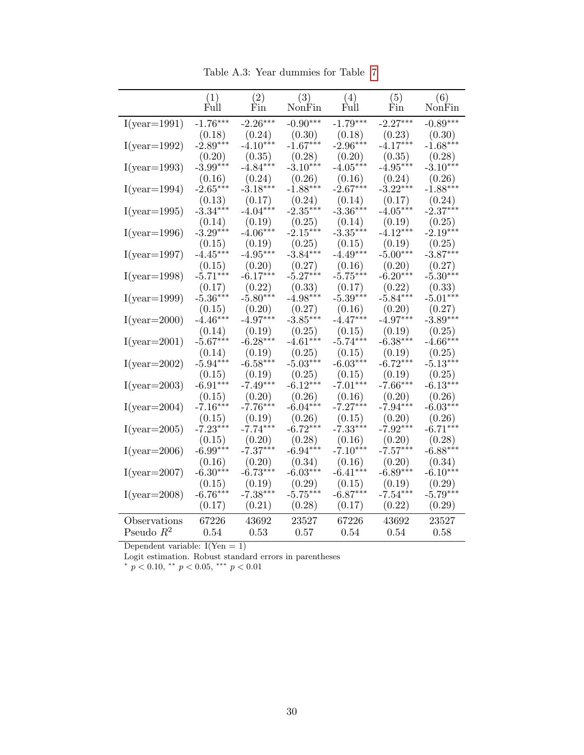Table A.3: Year dummies for Table 7

| | (1) Full | (2) Fin | (3) NonFin | (4) Full | (5) Fin | (6) NonFin |
|---|---|---|---|---|---|---|
| I(year=1991) | -1.76*** | -2.26*** | -0.90*** | -1.79*** | -2.27*** | -0.89*** |
| | (0.18) | (0.24) | (0.30) | (0.18) | (0.23) | (0.30) |
| I(year=1992) | -2.89*** | -4.10*** | -1.67*** | -2.96*** | -4.17*** | -1.68*** |
| | (0.20) | (0.35) | (0.28) | (0.20) | (0.35) | (0.28) |
| I(year=1993) | -3.99*** | -4.84*** | -3.10*** | -4.05*** | -4.95*** | -3.10*** |
| | (0.16) | (0.24) | (0.26) | (0.16) | (0.24) | (0.26) |
| I(year=1994) | -2.65*** | -3.18*** | -1.88*** | -2.67*** | -3.22*** | -1.88*** |
| | (0.13) | (0.17) | (0.24) | (0.14) | (0.17) | (0.24) |
| I(year=1995) | -3.34*** | -4.04*** | -2.35*** | -3.36*** | -4.05*** | -2.37*** |
| | (0.14) | (0.19) | (0.25) | (0.14) | (0.19) | (0.25) |
| I(year=1996) | -3.29*** | -4.06*** | -2.15*** | -3.35*** | -4.12*** | -2.19*** |
| | (0.15) | (0.19) | (0.25) | (0.15) | (0.19) | (0.25) |
| I(year=1997) | -4.45*** | -4.95*** | -3.84*** | -4.49*** | -5.00*** | -3.87*** |
| | (0.15) | (0.20) | (0.27) | (0.16) | (0.20) | (0.27) |
| I(year=1998) | -5.71*** | -6.17*** | -5.27*** | -5.75*** | -6.20*** | -5.30*** |
| | (0.17) | (0.22) | (0.33) | (0.17) | (0.22) | (0.33) |
| I(year=1999) | -5.36*** | -5.80*** | -4.98*** | -5.39*** | -5.84*** | -5.01*** |
| | (0.15) | (0.20) | (0.27) | (0.16) | (0.20) | (0.27) |
| I(year=2000) | -4.46*** | -4.97*** | -3.85*** | -4.47*** | -4.97*** | -3.89*** |
| | (0.14) | (0.19) | (0.25) | (0.15) | (0.19) | (0.25) |
| I(year=2001) | -5.67*** | -6.28*** | -4.61*** | -5.74*** | -6.38*** | -4.66*** |
| | (0.14) | (0.19) | (0.25) | (0.15) | (0.19) | (0.25) |
| I(year=2002) | -5.94*** | -6.58*** | -5.03*** | -6.03*** | -6.72*** | -5.13*** |
| | (0.15) | (0.19) | (0.25) | (0.15) | (0.19) | (0.25) |
| I(year=2003) | -6.91*** | -7.49*** | -6.12*** | -7.01*** | -7.66*** | -6.13*** |
| | (0.15) | (0.20) | (0.26) | (0.16) | (0.20) | (0.26) |
| I(year=2004) | -7.16*** | -7.76*** | -6.04*** | -7.27*** | -7.94*** | -6.03*** |
| | (0.15) | (0.19) | (0.26) | (0.15) | (0.20) | (0.26) |
| I(year=2005) | -7.23*** | -7.74*** | -6.72*** | -7.33*** | -7.92*** | -6.71*** |
| | (0.15) | (0.20) | (0.28) | (0.16) | (0.20) | (0.28) |
| I(year=2006) | -6.99*** | -7.37*** | -6.94*** | -7.10*** | -7.57*** | -6.88*** |
| | (0.16) | (0.20) | (0.34) | (0.16) | (0.20) | (0.34) |
| I(year=2007) | -6.30*** | -6.73*** | -6.03*** | -6.41*** | -6.89*** | -6.10*** |
| | (0.15) | (0.19) | (0.29) | (0.15) | (0.19) | (0.29) |
| I(year=2008) | -6.76*** | -7.38*** | -5.75*** | -6.87*** | -7.54*** | -5.79*** |
| | (0.17) | (0.21) | (0.28) | (0.17) | (0.22) | (0.29) |
| Observations | 67226 | 43692 | 23527 | 67226 | 43692 | 23527 |
| Pseudo $R^2$ | 0.54 | 0.53 | 0.57 | 0.54 | 0.54 | 0.58 |

Dependent variable: I(Yen = 1)

Logit estimation. Robust standard errors in parentheses

\* $p < 0.10$, ** $p < 0.05$, *** $p < 0.01$